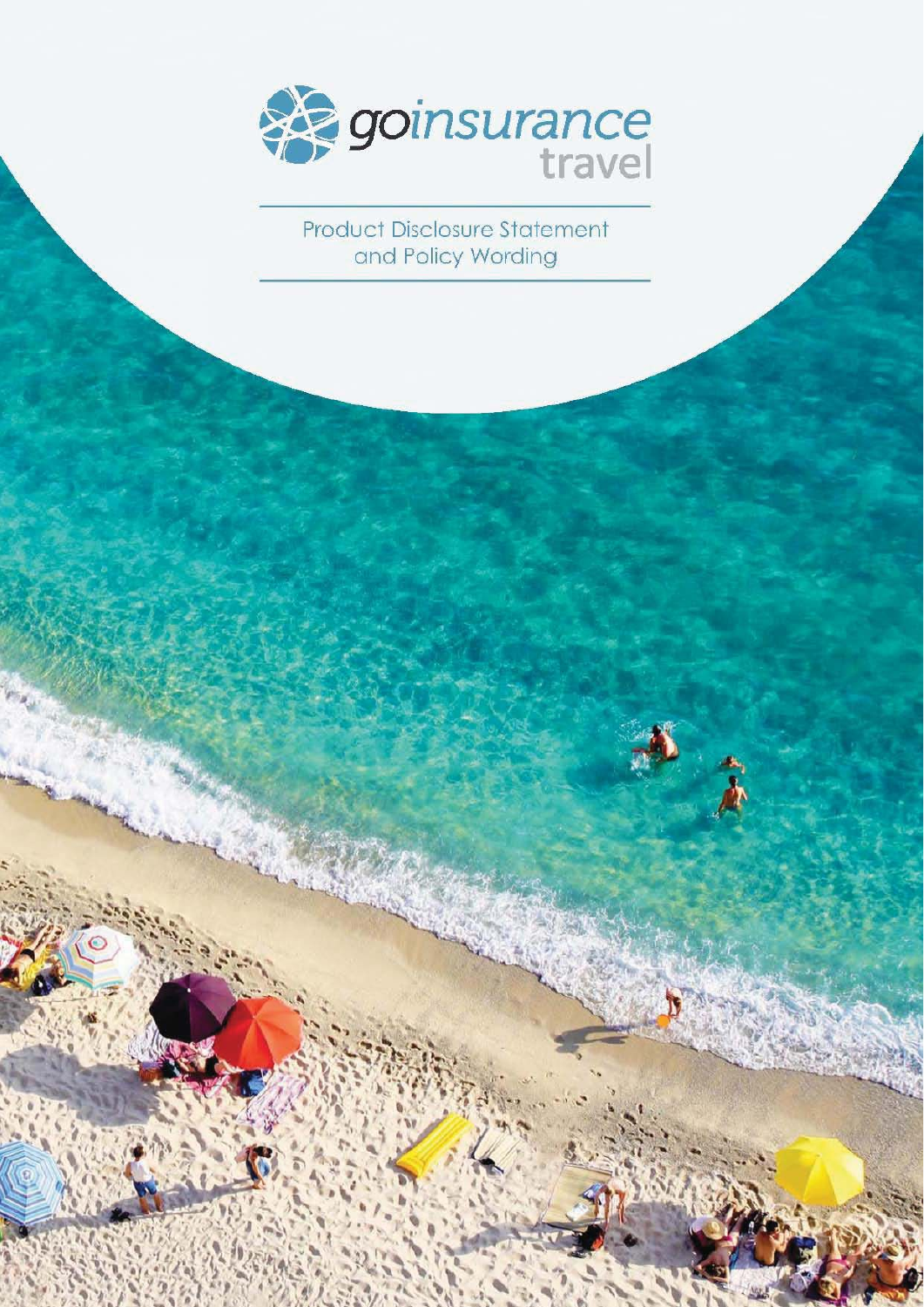goinsurance travel

# Product Disclosure Statement and Policy Wording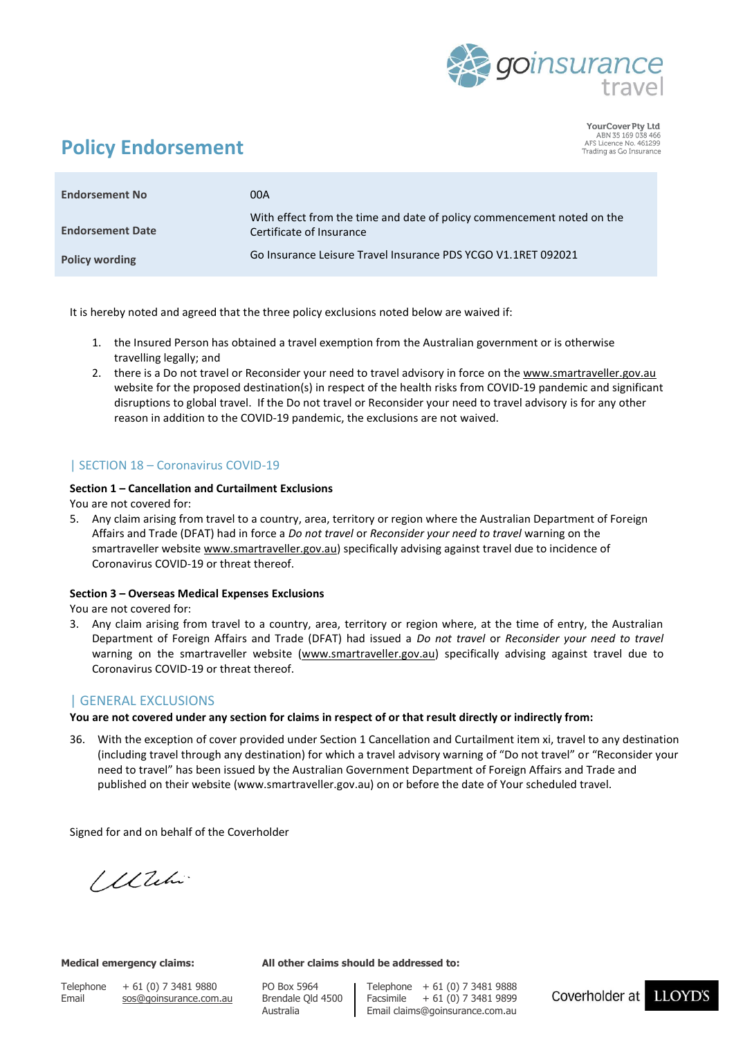YourCover Pty Ltd
ABN 35 169 038 466
AFS Licence No. 461299
Trading as Go Insurance

# Policy Endorsement

| | |
|---|---|
| **Endorsement No** | 00A |
| **Endorsement Date** | With effect from the time and date of policy commencement noted on the Certificate of Insurance |
| **Policy wording** | Go Insurance Leisure Travel Insurance PDS YCGO V1.1RET 092021 |

It is hereby noted and agreed that the three policy exclusions noted below are waived if:

1. the Insured Person has obtained a travel exemption from the Australian government or is otherwise travelling legally; and
2. there is a Do not travel or Reconsider your need to travel advisory in force on the www.smartraveller.gov.au website for the proposed destination(s) in respect of the health risks from COVID-19 pandemic and significant disruptions to global travel. If the Do not travel or Reconsider your need to travel advisory is for any other reason in addition to the COVID-19 pandemic, the exclusions are not waived.

## | SECTION 18 – Coronavirus COVID-19

**Section 1 – Cancellation and Curtailment Exclusions**

You are not covered for:

5. Any claim arising from travel to a country, area, territory or region where the Australian Department of Foreign Affairs and Trade (DFAT) had in force a *Do not travel* or *Reconsider your need to travel* warning on the smartraveller website www.smartraveller.gov.au) specifically advising against travel due to incidence of Coronavirus COVID-19 or threat thereof.

**Section 3 – Overseas Medical Expenses Exclusions**

You are not covered for:

3. Any claim arising from travel to a country, area, territory or region where, at the time of entry, the Australian Department of Foreign Affairs and Trade (DFAT) had issued a *Do not travel* or *Reconsider your need to travel* warning on the smartraveller website (www.smartraveller.gov.au) specifically advising against travel due to Coronavirus COVID-19 or threat thereof.

## | GENERAL EXCLUSIONS

**You are not covered under any section for claims in respect of or that result directly or indirectly from:**

36. With the exception of cover provided under Section 1 Cancellation and Curtailment item xi, travel to any destination (including travel through any destination) for which a travel advisory warning of "Do not travel" or "Reconsider your need to travel" has been issued by the Australian Government Department of Foreign Affairs and Trade and published on their website (www.smartraveller.gov.au) on or before the date of Your scheduled travel.

Signed for and on behalf of the Coverholder

**Medical emergency claims:**

Telephone + 61 (0) 7 3481 9880
Email sos@goinsurance.com.au

**All other claims should be addressed to:**

PO Box 5964
Brendale Qld 4500
Australia

Telephone + 61 (0) 7 3481 9888
Facsimile + 61 (0) 7 3481 9899
Email claims@goinsurance.com.au

Coverholder at LLOYD'S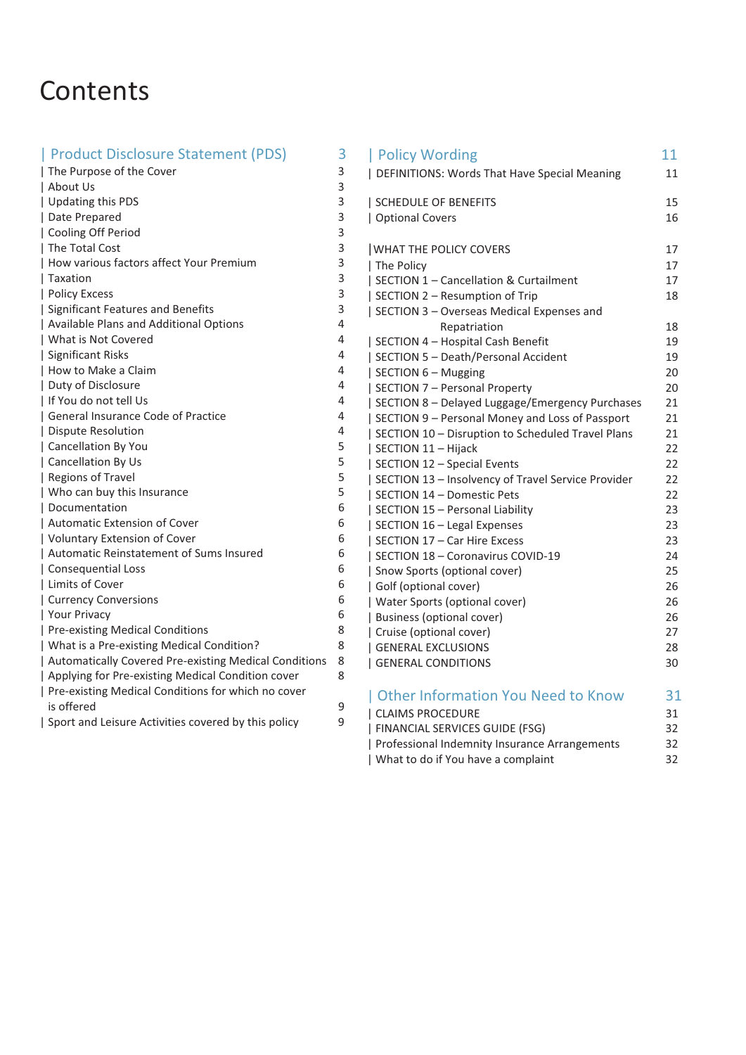# Contents

| Product Disclosure Statement (PDS) | 3 |
|---|---|
| The Purpose of the Cover | 3 |
| About Us | 3 |
| Updating this PDS | 3 |
| Date Prepared | 3 |
| Cooling Off Period | 3 |
| The Total Cost | 3 |
| How various factors affect Your Premium | 3 |
| Taxation | 3 |
| Policy Excess | 3 |
| Significant Features and Benefits | 3 |
| Available Plans and Additional Options | 4 |
| What is Not Covered | 4 |
| Significant Risks | 4 |
| How to Make a Claim | 4 |
| Duty of Disclosure | 4 |
| If You do not tell Us | 4 |
| General Insurance Code of Practice | 4 |
| Dispute Resolution | 4 |
| Cancellation By You | 5 |
| Cancellation By Us | 5 |
| Regions of Travel | 5 |
| Who can buy this Insurance | 5 |
| Documentation | 6 |
| Automatic Extension of Cover | 6 |
| Voluntary Extension of Cover | 6 |
| Automatic Reinstatement of Sums Insured | 6 |
| Consequential Loss | 6 |
| Limits of Cover | 6 |
| Currency Conversions | 6 |
| Your Privacy | 6 |
| Pre-existing Medical Conditions | 8 |
| What is a Pre-existing Medical Condition? | 8 |
| Automatically Covered Pre-existing Medical Conditions | 8 |
| Applying for Pre-existing Medical Condition cover | 8 |
| Pre-existing Medical Conditions for which no cover is offered | 9 |
| Sport and Leisure Activities covered by this policy | 9 |

| Policy Wording | 11 |
|---|---|
| DEFINITIONS: Words That Have Special Meaning | 11 |
| SCHEDULE OF BENEFITS | 15 |
| Optional Covers | 16 |
| WHAT THE POLICY COVERS | 17 |
| The Policy | 17 |
| SECTION 1 – Cancellation & Curtailment | 17 |
| SECTION 2 – Resumption of Trip | 18 |
| SECTION 3 – Overseas Medical Expenses and Repatriation | 18 |
| SECTION 4 – Hospital Cash Benefit | 19 |
| SECTION 5 – Death/Personal Accident | 19 |
| SECTION 6 – Mugging | 20 |
| SECTION 7 – Personal Property | 20 |
| SECTION 8 – Delayed Luggage/Emergency Purchases | 21 |
| SECTION 9 – Personal Money and Loss of Passport | 21 |
| SECTION 10 – Disruption to Scheduled Travel Plans | 21 |
| SECTION 11 – Hijack | 22 |
| SECTION 12 – Special Events | 22 |
| SECTION 13 – Insolvency of Travel Service Provider | 22 |
| SECTION 14 – Domestic Pets | 22 |
| SECTION 15 – Personal Liability | 23 |
| SECTION 16 – Legal Expenses | 23 |
| SECTION 17 – Car Hire Excess | 23 |
| SECTION 18 – Coronavirus COVID-19 | 24 |
| Snow Sports (optional cover) | 25 |
| Golf (optional cover) | 26 |
| Water Sports (optional cover) | 26 |
| Business (optional cover) | 26 |
| Cruise (optional cover) | 27 |
| GENERAL EXCLUSIONS | 28 |
| GENERAL CONDITIONS | 30 |

| Other Information You Need to Know | 31 |
|---|---|
| CLAIMS PROCEDURE | 31 |
| FINANCIAL SERVICES GUIDE (FSG) | 32 |
| Professional Indemnity Insurance Arrangements | 32 |
| What to do if You have a complaint | 32 |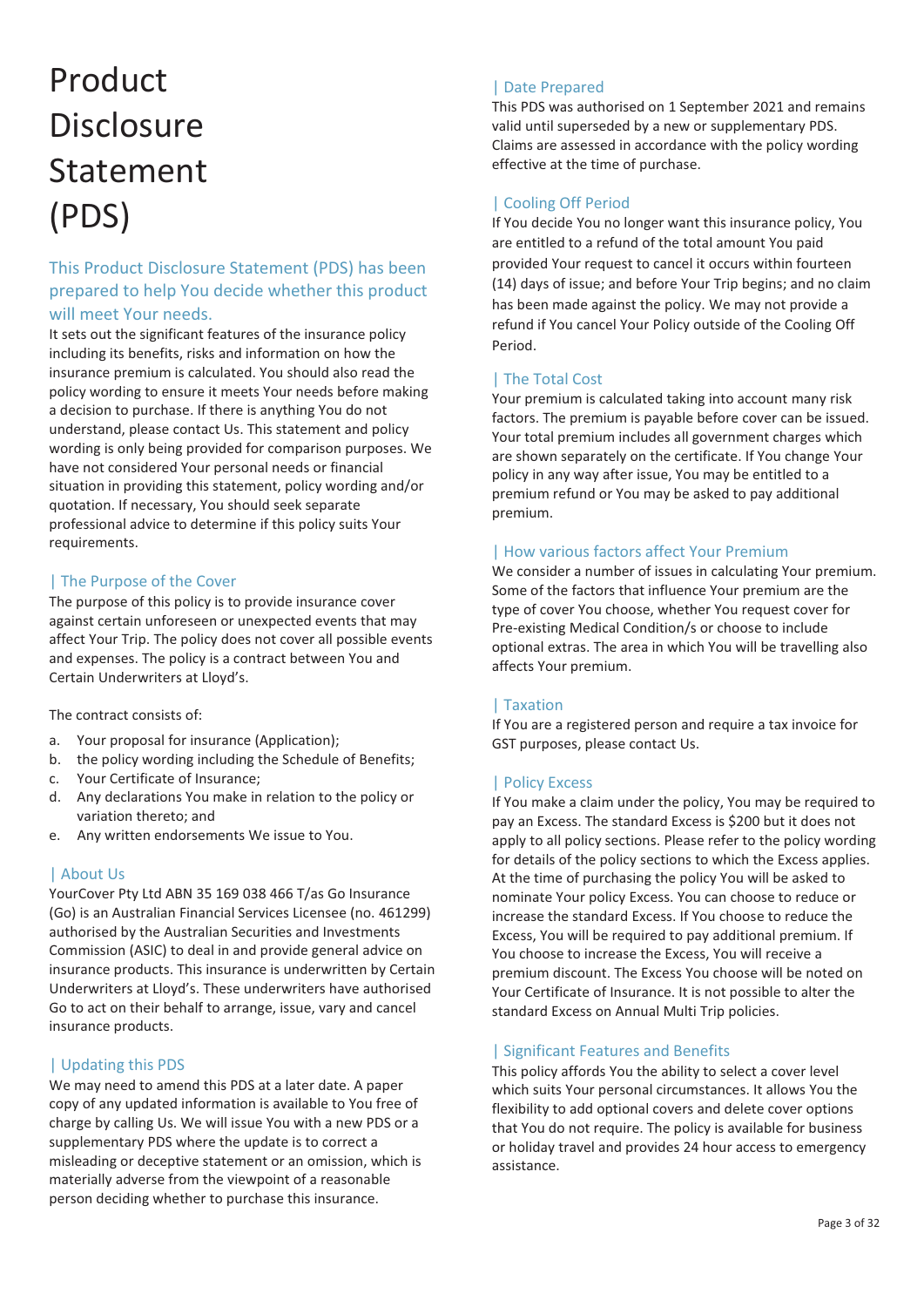# Product Disclosure Statement (PDS)

## This Product Disclosure Statement (PDS) has been prepared to help You decide whether this product will meet Your needs.

It sets out the significant features of the insurance policy including its benefits, risks and information on how the insurance premium is calculated. You should also read the policy wording to ensure it meets Your needs before making a decision to purchase. If there is anything You do not understand, please contact Us. This statement and policy wording is only being provided for comparison purposes. We have not considered Your personal needs or financial situation in providing this statement, policy wording and/or quotation. If necessary, You should seek separate professional advice to determine if this policy suits Your requirements.

### | The Purpose of the Cover

The purpose of this policy is to provide insurance cover against certain unforeseen or unexpected events that may affect Your Trip. The policy does not cover all possible events and expenses. The policy is a contract between You and Certain Underwriters at Lloyd's.

The contract consists of:

a. Your proposal for insurance (Application);
b. the policy wording including the Schedule of Benefits;
c. Your Certificate of Insurance;
d. Any declarations You make in relation to the policy or variation thereto; and
e. Any written endorsements We issue to You.

### | About Us

YourCover Pty Ltd ABN 35 169 038 466 T/as Go Insurance (Go) is an Australian Financial Services Licensee (no. 461299) authorised by the Australian Securities and Investments Commission (ASIC) to deal in and provide general advice on insurance products. This insurance is underwritten by Certain Underwriters at Lloyd's. These underwriters have authorised Go to act on their behalf to arrange, issue, vary and cancel insurance products.

### | Updating this PDS

We may need to amend this PDS at a later date. A paper copy of any updated information is available to You free of charge by calling Us. We will issue You with a new PDS or a supplementary PDS where the update is to correct a misleading or deceptive statement or an omission, which is materially adverse from the viewpoint of a reasonable person deciding whether to purchase this insurance.

### | Date Prepared

This PDS was authorised on 1 September 2021 and remains valid until superseded by a new or supplementary PDS. Claims are assessed in accordance with the policy wording effective at the time of purchase.

### | Cooling Off Period

If You decide You no longer want this insurance policy, You are entitled to a refund of the total amount You paid provided Your request to cancel it occurs within fourteen (14) days of issue; and before Your Trip begins; and no claim has been made against the policy. We may not provide a refund if You cancel Your Policy outside of the Cooling Off Period.

### | The Total Cost

Your premium is calculated taking into account many risk factors. The premium is payable before cover can be issued. Your total premium includes all government charges which are shown separately on the certificate. If You change Your policy in any way after issue, You may be entitled to a premium refund or You may be asked to pay additional premium.

### | How various factors affect Your Premium

We consider a number of issues in calculating Your premium. Some of the factors that influence Your premium are the type of cover You choose, whether You request cover for Pre-existing Medical Condition/s or choose to include optional extras. The area in which You will be travelling also affects Your premium.

### | Taxation

If You are a registered person and require a tax invoice for GST purposes, please contact Us.

### | Policy Excess

If You make a claim under the policy, You may be required to pay an Excess. The standard Excess is $200 but it does not apply to all policy sections. Please refer to the policy wording for details of the policy sections to which the Excess applies. At the time of purchasing the policy You will be asked to nominate Your policy Excess. You can choose to reduce or increase the standard Excess. If You choose to reduce the Excess, You will be required to pay additional premium. If You choose to increase the Excess, You will receive a premium discount. The Excess You choose will be noted on Your Certificate of Insurance. It is not possible to alter the standard Excess on Annual Multi Trip policies.

### | Significant Features and Benefits

This policy affords You the ability to select a cover level which suits Your personal circumstances. It allows You the flexibility to add optional covers and delete cover options that You do not require. The policy is available for business or holiday travel and provides 24 hour access to emergency assistance.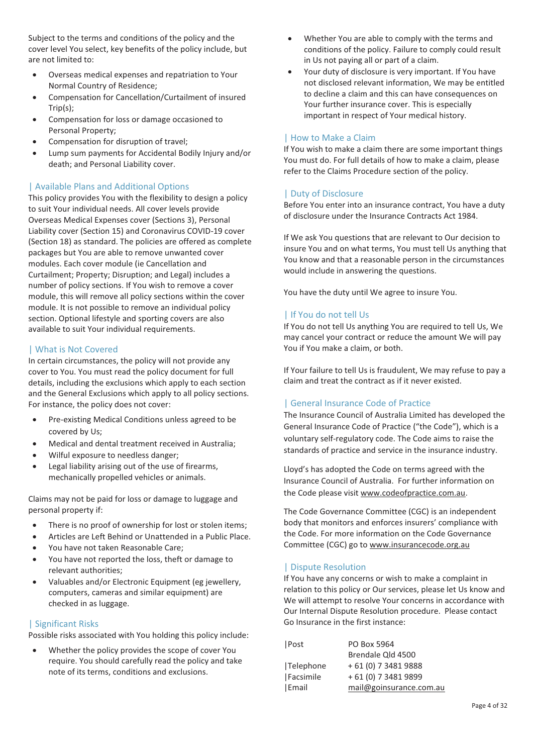Subject to the terms and conditions of the policy and the cover level You select, key benefits of the policy include, but are not limited to:

- Overseas medical expenses and repatriation to Your Normal Country of Residence;
- Compensation for Cancellation/Curtailment of insured Trip(s);
- Compensation for loss or damage occasioned to Personal Property;
- Compensation for disruption of travel;
- Lump sum payments for Accidental Bodily Injury and/or death; and Personal Liability cover.

## Available Plans and Additional Options

This policy provides You with the flexibility to design a policy to suit Your individual needs. All cover levels provide Overseas Medical Expenses cover (Sections 3), Personal Liability cover (Section 15) and Coronavirus COVID-19 cover (Section 18) as standard. The policies are offered as complete packages but You are able to remove unwanted cover modules. Each cover module (ie Cancellation and Curtailment; Property; Disruption; and Legal) includes a number of policy sections. If You wish to remove a cover module, this will remove all policy sections within the cover module. It is not possible to remove an individual policy section. Optional lifestyle and sporting covers are also available to suit Your individual requirements.

## What is Not Covered

In certain circumstances, the policy will not provide any cover to You. You must read the policy document for full details, including the exclusions which apply to each section and the General Exclusions which apply to all policy sections. For instance, the policy does not cover:

- Pre-existing Medical Conditions unless agreed to be covered by Us;
- Medical and dental treatment received in Australia;
- Wilful exposure to needless danger;
- Legal liability arising out of the use of firearms, mechanically propelled vehicles or animals.

Claims may not be paid for loss or damage to luggage and personal property if:

- There is no proof of ownership for lost or stolen items;
- Articles are Left Behind or Unattended in a Public Place.
- You have not taken Reasonable Care;
- You have not reported the loss, theft or damage to relevant authorities;
- Valuables and/or Electronic Equipment (eg jewellery, computers, cameras and similar equipment) are checked in as luggage.

## Significant Risks

Possible risks associated with You holding this policy include:

- Whether the policy provides the scope of cover You require. You should carefully read the policy and take note of its terms, conditions and exclusions.
- Whether You are able to comply with the terms and conditions of the policy. Failure to comply could result in Us not paying all or part of a claim.
- Your duty of disclosure is very important. If You have not disclosed relevant information, We may be entitled to decline a claim and this can have consequences on Your further insurance cover. This is especially important in respect of Your medical history.

## How to Make a Claim

If You wish to make a claim there are some important things You must do. For full details of how to make a claim, please refer to the Claims Procedure section of the policy.

## Duty of Disclosure

Before You enter into an insurance contract, You have a duty of disclosure under the Insurance Contracts Act 1984.

If We ask You questions that are relevant to Our decision to insure You and on what terms, You must tell Us anything that You know and that a reasonable person in the circumstances would include in answering the questions.

You have the duty until We agree to insure You.

## If You do not tell Us

If You do not tell Us anything You are required to tell Us, We may cancel your contract or reduce the amount We will pay You if You make a claim, or both.

If Your failure to tell Us is fraudulent, We may refuse to pay a claim and treat the contract as if it never existed.

## General Insurance Code of Practice

The Insurance Council of Australia Limited has developed the General Insurance Code of Practice ("the Code"), which is a voluntary self-regulatory code. The Code aims to raise the standards of practice and service in the insurance industry.

Lloyd's has adopted the Code on terms agreed with the Insurance Council of Australia. For further information on the Code please visit www.codeofpractice.com.au.

The Code Governance Committee (CGC) is an independent body that monitors and enforces insurers' compliance with the Code. For more information on the Code Governance Committee (CGC) go to www.insurancecode.org.au

## Dispute Resolution

If You have any concerns or wish to make a complaint in relation to this policy or Our services, please let Us know and We will attempt to resolve Your concerns in accordance with Our Internal Dispute Resolution procedure. Please contact Go Insurance in the first instance:

| | |
|---|---|
| Post | PO Box 5964<br>Brendale Qld 4500 |
| Telephone | + 61 (0) 7 3481 9888 |
| Facsimile | + 61 (0) 7 3481 9899 |
| Email | mail@goinsurance.com.au |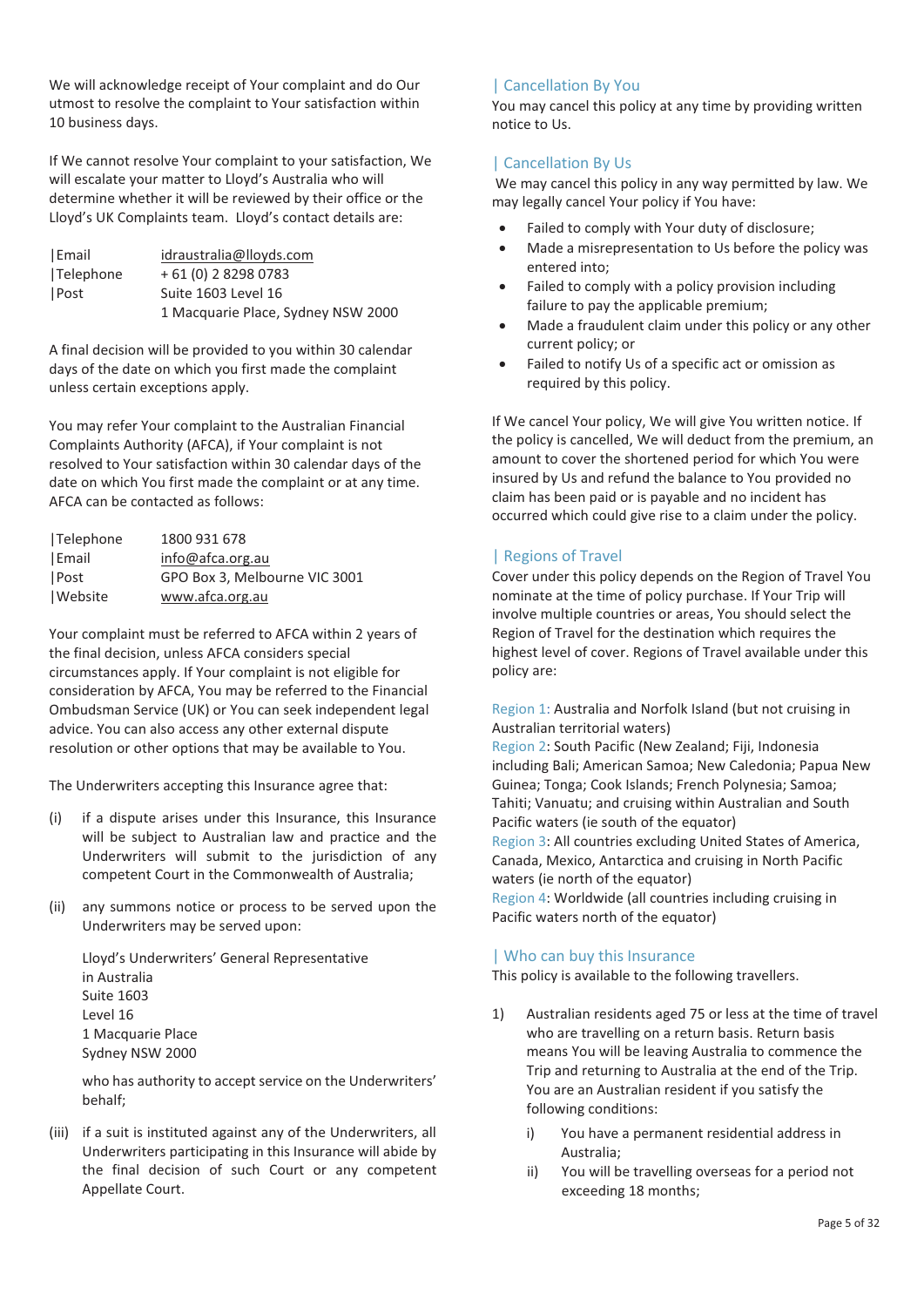We will acknowledge receipt of Your complaint and do Our utmost to resolve the complaint to Your satisfaction within 10 business days.

If We cannot resolve Your complaint to your satisfaction, We will escalate your matter to Lloyd's Australia who will determine whether it will be reviewed by their office or the Lloyd's UK Complaints team. Lloyd's contact details are:

| | |
|---|---|
| Email | idraustralia@lloyds.com |
| Telephone | + 61 (0) 2 8298 0783 |
| Post | Suite 1603 Level 16<br>1 Macquarie Place, Sydney NSW 2000 |

A final decision will be provided to you within 30 calendar days of the date on which you first made the complaint unless certain exceptions apply.

You may refer Your complaint to the Australian Financial Complaints Authority (AFCA), if Your complaint is not resolved to Your satisfaction within 30 calendar days of the date on which You first made the complaint or at any time. AFCA can be contacted as follows:

| | |
|---|---|
| Telephone | 1800 931 678 |
| Email | info@afca.org.au |
| Post | GPO Box 3, Melbourne VIC 3001 |
| Website | www.afca.org.au |

Your complaint must be referred to AFCA within 2 years of the final decision, unless AFCA considers special circumstances apply. If Your complaint is not eligible for consideration by AFCA, You may be referred to the Financial Ombudsman Service (UK) or You can seek independent legal advice. You can also access any other external dispute resolution or other options that may be available to You.

The Underwriters accepting this Insurance agree that:

(i) if a dispute arises under this Insurance, this Insurance will be subject to Australian law and practice and the Underwriters will submit to the jurisdiction of any competent Court in the Commonwealth of Australia;

(ii) any summons notice or process to be served upon the Underwriters may be served upon:

Lloyd's Underwriters' General Representative in Australia
Suite 1603
Level 16
1 Macquarie Place
Sydney NSW 2000

who has authority to accept service on the Underwriters' behalf;

(iii) if a suit is instituted against any of the Underwriters, all Underwriters participating in this Insurance will abide by the final decision of such Court or any competent Appellate Court.

## Cancellation By You

You may cancel this policy at any time by providing written notice to Us.

## Cancellation By Us

We may cancel this policy in any way permitted by law. We may legally cancel Your policy if You have:

- Failed to comply with Your duty of disclosure;
- Made a misrepresentation to Us before the policy was entered into;
- Failed to comply with a policy provision including failure to pay the applicable premium;
- Made a fraudulent claim under this policy or any other current policy; or
- Failed to notify Us of a specific act or omission as required by this policy.

If We cancel Your policy, We will give You written notice. If the policy is cancelled, We will deduct from the premium, an amount to cover the shortened period for which You were insured by Us and refund the balance to You provided no claim has been paid or is payable and no incident has occurred which could give rise to a claim under the policy.

## Regions of Travel

Cover under this policy depends on the Region of Travel You nominate at the time of policy purchase. If Your Trip will involve multiple countries or areas, You should select the Region of Travel for the destination which requires the highest level of cover. Regions of Travel available under this policy are:

Region 1: Australia and Norfolk Island (but not cruising in Australian territorial waters)
Region 2: South Pacific (New Zealand; Fiji, Indonesia including Bali; American Samoa; New Caledonia; Papua New Guinea; Tonga; Cook Islands; French Polynesia; Samoa; Tahiti; Vanuatu; and cruising within Australian and South Pacific waters (ie south of the equator)
Region 3: All countries excluding United States of America, Canada, Mexico, Antarctica and cruising in North Pacific waters (ie north of the equator)
Region 4: Worldwide (all countries including cruising in Pacific waters north of the equator)

## Who can buy this Insurance

This policy is available to the following travellers.

1) Australian residents aged 75 or less at the time of travel who are travelling on a return basis. Return basis means You will be leaving Australia to commence the Trip and returning to Australia at the end of the Trip. You are an Australian resident if you satisfy the following conditions:
   i) You have a permanent residential address in Australia;
   ii) You will be travelling overseas for a period not exceeding 18 months;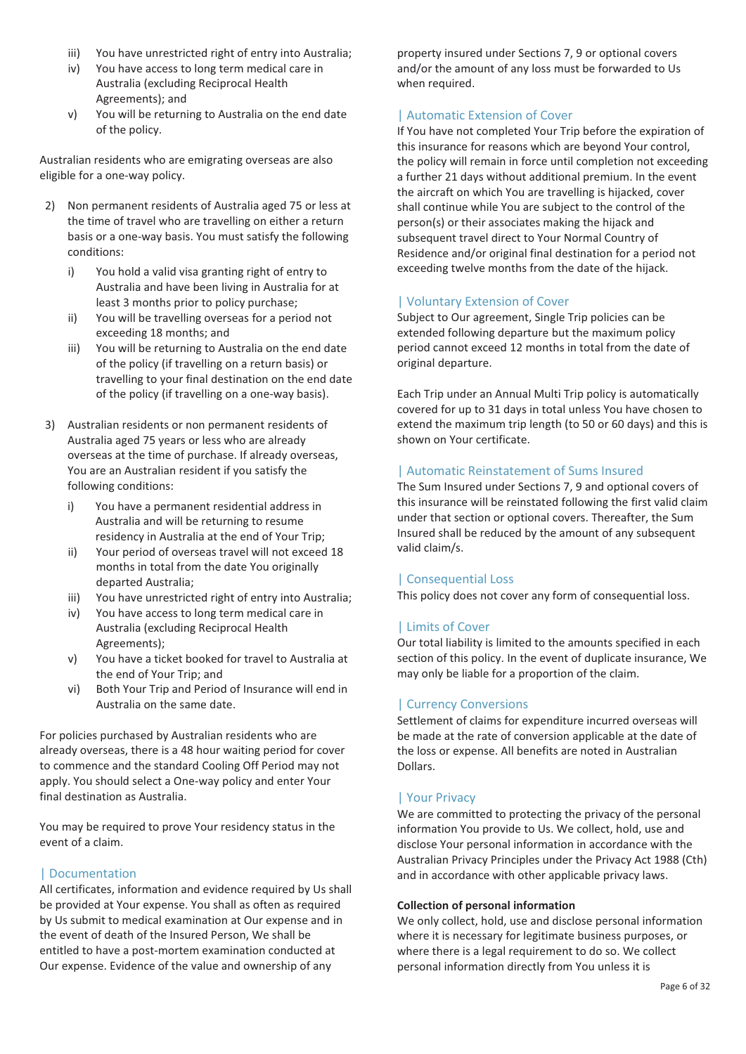iii) You have unrestricted right of entry into Australia;
iv) You have access to long term medical care in Australia (excluding Reciprocal Health Agreements); and
v) You will be returning to Australia on the end date of the policy.

Australian residents who are emigrating overseas are also eligible for a one-way policy.

2) Non permanent residents of Australia aged 75 or less at the time of travel who are travelling on either a return basis or a one-way basis. You must satisfy the following conditions:
   i) You hold a valid visa granting right of entry to Australia and have been living in Australia for at least 3 months prior to policy purchase;
   ii) You will be travelling overseas for a period not exceeding 18 months; and
   iii) You will be returning to Australia on the end date of the policy (if travelling on a return basis) or travelling to your final destination on the end date of the policy (if travelling on a one-way basis).

3) Australian residents or non permanent residents of Australia aged 75 years or less who are already overseas at the time of purchase. If already overseas, You are an Australian resident if you satisfy the following conditions:
   i) You have a permanent residential address in Australia and will be returning to resume residency in Australia at the end of Your Trip;
   ii) Your period of overseas travel will not exceed 18 months in total from the date You originally departed Australia;
   iii) You have unrestricted right of entry into Australia;
   iv) You have access to long term medical care in Australia (excluding Reciprocal Health Agreements);
   v) You have a ticket booked for travel to Australia at the end of Your Trip; and
   vi) Both Your Trip and Period of Insurance will end in Australia on the same date.

For policies purchased by Australian residents who are already overseas, there is a 48 hour waiting period for cover to commence and the standard Cooling Off Period may not apply. You should select a One-way policy and enter Your final destination as Australia.

You may be required to prove Your residency status in the event of a claim.

## Documentation

All certificates, information and evidence required by Us shall be provided at Your expense. You shall as often as required by Us submit to medical examination at Our expense and in the event of death of the Insured Person, We shall be entitled to have a post-mortem examination conducted at Our expense. Evidence of the value and ownership of any property insured under Sections 7, 9 or optional covers and/or the amount of any loss must be forwarded to Us when required.

## Automatic Extension of Cover

If You have not completed Your Trip before the expiration of this insurance for reasons which are beyond Your control, the policy will remain in force until completion not exceeding a further 21 days without additional premium. In the event the aircraft on which You are travelling is hijacked, cover shall continue while You are subject to the control of the person(s) or their associates making the hijack and subsequent travel direct to Your Normal Country of Residence and/or original final destination for a period not exceeding twelve months from the date of the hijack.

## Voluntary Extension of Cover

Subject to Our agreement, Single Trip policies can be extended following departure but the maximum policy period cannot exceed 12 months in total from the date of original departure.

Each Trip under an Annual Multi Trip policy is automatically covered for up to 31 days in total unless You have chosen to extend the maximum trip length (to 50 or 60 days) and this is shown on Your certificate.

## Automatic Reinstatement of Sums Insured

The Sum Insured under Sections 7, 9 and optional covers of this insurance will be reinstated following the first valid claim under that section or optional covers. Thereafter, the Sum Insured shall be reduced by the amount of any subsequent valid claim/s.

## Consequential Loss

This policy does not cover any form of consequential loss.

## Limits of Cover

Our total liability is limited to the amounts specified in each section of this policy. In the event of duplicate insurance, We may only be liable for a proportion of the claim.

## Currency Conversions

Settlement of claims for expenditure incurred overseas will be made at the rate of conversion applicable at the date of the loss or expense. All benefits are noted in Australian Dollars.

## Your Privacy

We are committed to protecting the privacy of the personal information You provide to Us. We collect, hold, use and disclose Your personal information in accordance with the Australian Privacy Principles under the Privacy Act 1988 (Cth) and in accordance with other applicable privacy laws.

**Collection of personal information**

We only collect, hold, use and disclose personal information where it is necessary for legitimate business purposes, or where there is a legal requirement to do so. We collect personal information directly from You unless it is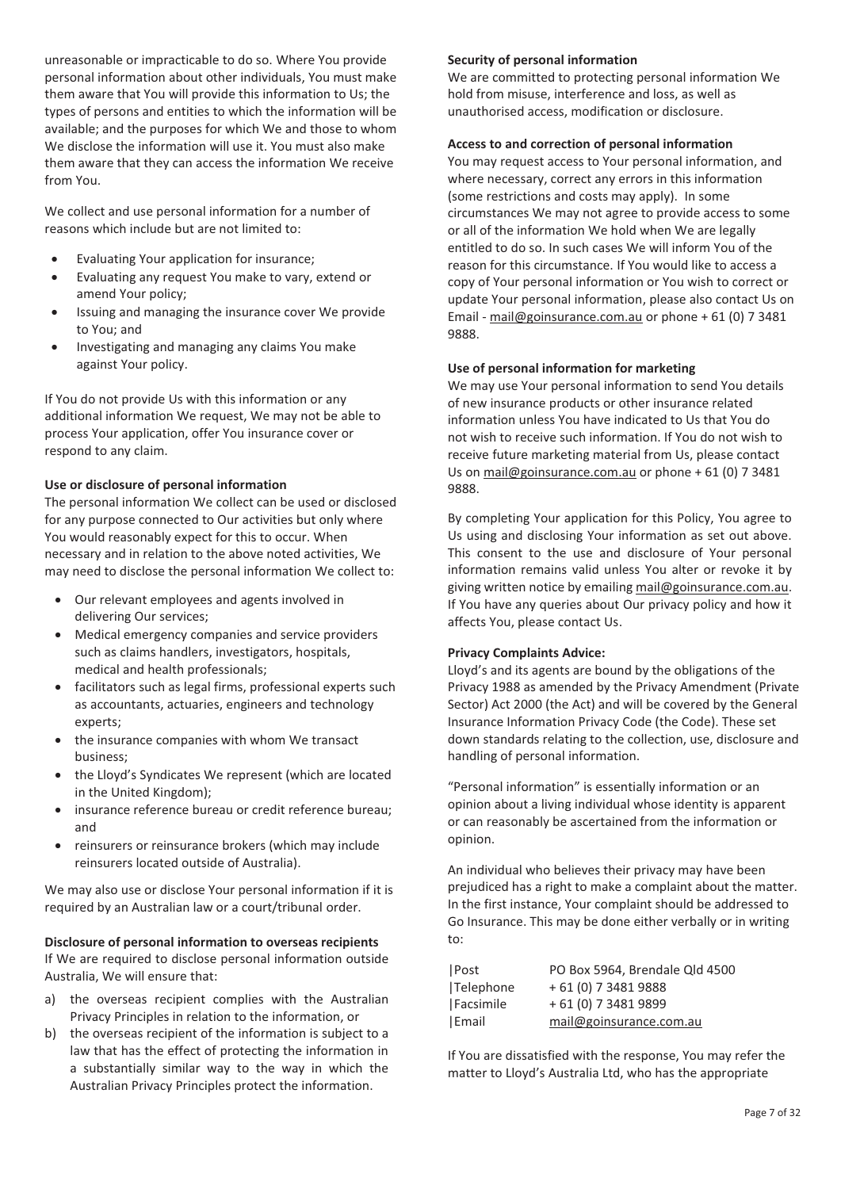unreasonable or impracticable to do so. Where You provide personal information about other individuals, You must make them aware that You will provide this information to Us; the types of persons and entities to which the information will be available; and the purposes for which We and those to whom We disclose the information will use it. You must also make them aware that they can access the information We receive from You.

We collect and use personal information for a number of reasons which include but are not limited to:

- Evaluating Your application for insurance;
- Evaluating any request You make to vary, extend or amend Your policy;
- Issuing and managing the insurance cover We provide to You; and
- Investigating and managing any claims You make against Your policy.

If You do not provide Us with this information or any additional information We request, We may not be able to process Your application, offer You insurance cover or respond to any claim.

**Use or disclosure of personal information**

The personal information We collect can be used or disclosed for any purpose connected to Our activities but only where You would reasonably expect for this to occur. When necessary and in relation to the above noted activities, We may need to disclose the personal information We collect to:

- Our relevant employees and agents involved in delivering Our services;
- Medical emergency companies and service providers such as claims handlers, investigators, hospitals, medical and health professionals;
- facilitators such as legal firms, professional experts such as accountants, actuaries, engineers and technology experts;
- the insurance companies with whom We transact business;
- the Lloyd's Syndicates We represent (which are located in the United Kingdom);
- insurance reference bureau or credit reference bureau; and
- reinsurers or reinsurance brokers (which may include reinsurers located outside of Australia).

We may also use or disclose Your personal information if it is required by an Australian law or a court/tribunal order.

**Disclosure of personal information to overseas recipients**

If We are required to disclose personal information outside Australia, We will ensure that:

a) the overseas recipient complies with the Australian Privacy Principles in relation to the information, or
b) the overseas recipient of the information is subject to a law that has the effect of protecting the information in a substantially similar way to the way in which the Australian Privacy Principles protect the information.

**Security of personal information**

We are committed to protecting personal information We hold from misuse, interference and loss, as well as unauthorised access, modification or disclosure.

**Access to and correction of personal information**

You may request access to Your personal information, and where necessary, correct any errors in this information (some restrictions and costs may apply). In some circumstances We may not agree to provide access to some or all of the information We hold when We are legally entitled to do so. In such cases We will inform You of the reason for this circumstance. If You would like to access a copy of Your personal information or You wish to correct or update Your personal information, please also contact Us on Email - mail@goinsurance.com.au or phone + 61 (0) 7 3481 9888.

**Use of personal information for marketing**

We may use Your personal information to send You details of new insurance products or other insurance related information unless You have indicated to Us that You do not wish to receive such information. If You do not wish to receive future marketing material from Us, please contact Us on mail@goinsurance.com.au or phone + 61 (0) 7 3481 9888.

By completing Your application for this Policy, You agree to Us using and disclosing Your information as set out above. This consent to the use and disclosure of Your personal information remains valid unless You alter or revoke it by giving written notice by emailing mail@goinsurance.com.au. If You have any queries about Our privacy policy and how it affects You, please contact Us.

**Privacy Complaints Advice:**

Lloyd's and its agents are bound by the obligations of the Privacy 1988 as amended by the Privacy Amendment (Private Sector) Act 2000 (the Act) and will be covered by the General Insurance Information Privacy Code (the Code). These set down standards relating to the collection, use, disclosure and handling of personal information.

"Personal information" is essentially information or an opinion about a living individual whose identity is apparent or can reasonably be ascertained from the information or opinion.

An individual who believes their privacy may have been prejudiced has a right to make a complaint about the matter. In the first instance, Your complaint should be addressed to Go Insurance. This may be done either verbally or in writing to:

| | |
|---|---|
| Post | PO Box 5964, Brendale Qld 4500 |
| Telephone | + 61 (0) 7 3481 9888 |
| Facsimile | + 61 (0) 7 3481 9899 |
| Email | mail@goinsurance.com.au |

If You are dissatisfied with the response, You may refer the matter to Lloyd's Australia Ltd, who has the appropriate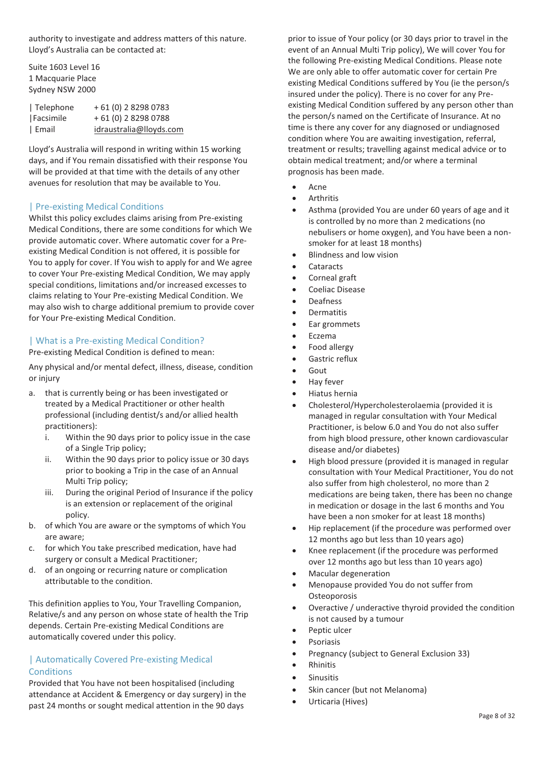authority to investigate and address matters of this nature. Lloyd's Australia can be contacted at:

Suite 1603 Level 16
1 Macquarie Place
Sydney NSW 2000

| Telephone | + 61 (0) 2 8298 0783 |
|---|---|
| Facsimile | + 61 (0) 2 8298 0788 |
| Email | idraustralia@lloyds.com |

Lloyd's Australia will respond in writing within 15 working days, and if You remain dissatisfied with their response You will be provided at that time with the details of any other avenues for resolution that may be available to You.

## | Pre-existing Medical Conditions

Whilst this policy excludes claims arising from Pre-existing Medical Conditions, there are some conditions for which We provide automatic cover. Where automatic cover for a Pre-existing Medical Condition is not offered, it is possible for You to apply for cover. If You wish to apply for and We agree to cover Your Pre-existing Medical Condition, We may apply special conditions, limitations and/or increased excesses to claims relating to Your Pre-existing Medical Condition. We may also wish to charge additional premium to provide cover for Your Pre-existing Medical Condition.

## | What is a Pre-existing Medical Condition?

Pre-existing Medical Condition is defined to mean:

Any physical and/or mental defect, illness, disease, condition or injury

a. that is currently being or has been investigated or treated by a Medical Practitioner or other health professional (including dentist/s and/or allied health practitioners):
   i. Within the 90 days prior to policy issue in the case of a Single Trip policy;
   ii. Within the 90 days prior to policy issue or 30 days prior to booking a Trip in the case of an Annual Multi Trip policy;
   iii. During the original Period of Insurance if the policy is an extension or replacement of the original policy.
b. of which You are aware or the symptoms of which You are aware;
c. for which You take prescribed medication, have had surgery or consult a Medical Practitioner;
d. of an ongoing or recurring nature or complication attributable to the condition.

This definition applies to You, Your Travelling Companion, Relative/s and any person on whose state of health the Trip depends. Certain Pre-existing Medical Conditions are automatically covered under this policy.

## | Automatically Covered Pre-existing Medical Conditions

Provided that You have not been hospitalised (including attendance at Accident & Emergency or day surgery) in the past 24 months or sought medical attention in the 90 days prior to issue of Your policy (or 30 days prior to travel in the event of an Annual Multi Trip policy), We will cover You for the following Pre-existing Medical Conditions. Please note We are only able to offer automatic cover for certain Pre existing Medical Conditions suffered by You (ie the person/s insured under the policy). There is no cover for any Pre-existing Medical Condition suffered by any person other than the person/s named on the Certificate of Insurance. At no time is there any cover for any diagnosed or undiagnosed condition where You are awaiting investigation, referral, treatment or results; travelling against medical advice or to obtain medical treatment; and/or where a terminal prognosis has been made.

- Acne
- Arthritis
- Asthma (provided You are under 60 years of age and it is controlled by no more than 2 medications (no nebulisers or home oxygen), and You have been a non-smoker for at least 18 months)
- Blindness and low vision
- Cataracts
- Corneal graft
- Coeliac Disease
- Deafness
- Dermatitis
- Ear grommets
- Eczema
- Food allergy
- Gastric reflux
- Gout
- Hay fever
- Hiatus hernia
- Cholesterol/Hypercholesterolaemia (provided it is managed in regular consultation with Your Medical Practitioner, is below 6.0 and You do not also suffer from high blood pressure, other known cardiovascular disease and/or diabetes)
- High blood pressure (provided it is managed in regular consultation with Your Medical Practitioner, You do not also suffer from high cholesterol, no more than 2 medications are being taken, there has been no change in medication or dosage in the last 6 months and You have been a non smoker for at least 18 months)
- Hip replacement (if the procedure was performed over 12 months ago but less than 10 years ago)
- Knee replacement (if the procedure was performed over 12 months ago but less than 10 years ago)
- Macular degeneration
- Menopause provided You do not suffer from Osteoporosis
- Overactive / underactive thyroid provided the condition is not caused by a tumour
- Peptic ulcer
- Psoriasis
- Pregnancy (subject to General Exclusion 33)
- Rhinitis
- Sinusitis
- Skin cancer (but not Melanoma)
- Urticaria (Hives)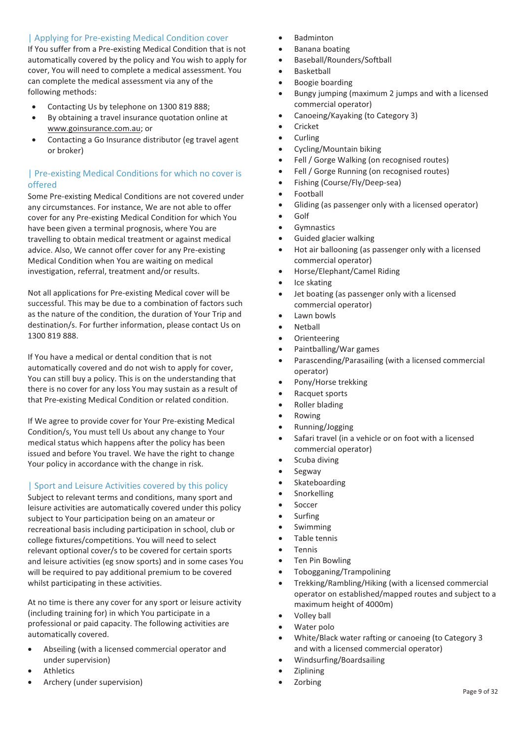## | Applying for Pre-existing Medical Condition cover

If You suffer from a Pre-existing Medical Condition that is not automatically covered by the policy and You wish to apply for cover, You will need to complete a medical assessment. You can complete the medical assessment via any of the following methods:

- Contacting Us by telephone on 1300 819 888;
- By obtaining a travel insurance quotation online at www.goinsurance.com.au; or
- Contacting a Go Insurance distributor (eg travel agent or broker)

## | Pre-existing Medical Conditions for which no cover is offered

Some Pre-existing Medical Conditions are not covered under any circumstances. For instance, We are not able to offer cover for any Pre-existing Medical Condition for which You have been given a terminal prognosis, where You are travelling to obtain medical treatment or against medical advice. Also, We cannot offer cover for any Pre-existing Medical Condition when You are waiting on medical investigation, referral, treatment and/or results.

Not all applications for Pre-existing Medical cover will be successful. This may be due to a combination of factors such as the nature of the condition, the duration of Your Trip and destination/s. For further information, please contact Us on 1300 819 888.

If You have a medical or dental condition that is not automatically covered and do not wish to apply for cover, You can still buy a policy. This is on the understanding that there is no cover for any loss You may sustain as a result of that Pre-existing Medical Condition or related condition.

If We agree to provide cover for Your Pre-existing Medical Condition/s, You must tell Us about any change to Your medical status which happens after the policy has been issued and before You travel. We have the right to change Your policy in accordance with the change in risk.

## | Sport and Leisure Activities covered by this policy

Subject to relevant terms and conditions, many sport and leisure activities are automatically covered under this policy subject to Your participation being on an amateur or recreational basis including participation in school, club or college fixtures/competitions. You will need to select relevant optional cover/s to be covered for certain sports and leisure activities (eg snow sports) and in some cases You will be required to pay additional premium to be covered whilst participating in these activities.

At no time is there any cover for any sport or leisure activity (including training for) in which You participate in a professional or paid capacity. The following activities are automatically covered.

- Abseiling (with a licensed commercial operator and under supervision)
- Athletics
- Archery (under supervision)
- Badminton
- Banana boating
- Baseball/Rounders/Softball
- Basketball
- Boogie boarding
- Bungy jumping (maximum 2 jumps and with a licensed commercial operator)
- Canoeing/Kayaking (to Category 3)
- Cricket
- Curling
- Cycling/Mountain biking
- Fell / Gorge Walking (on recognised routes)
- Fell / Gorge Running (on recognised routes)
- Fishing (Course/Fly/Deep-sea)
- Football
- Gliding (as passenger only with a licensed operator)
- Golf
- Gymnastics
- Guided glacier walking
- Hot air ballooning (as passenger only with a licensed commercial operator)
- Horse/Elephant/Camel Riding
- Ice skating
- Jet boating (as passenger only with a licensed commercial operator)
- Lawn bowls
- Netball
- Orienteering
- Paintballing/War games
- Parascending/Parasailing (with a licensed commercial operator)
- Pony/Horse trekking
- Racquet sports
- Roller blading
- Rowing
- Running/Jogging
- Safari travel (in a vehicle or on foot with a licensed commercial operator)
- Scuba diving
- Segway
- Skateboarding
- Snorkelling
- Soccer
- Surfing
- Swimming
- Table tennis
- Tennis
- Ten Pin Bowling
- Tobogganing/Trampolining
- Trekking/Rambling/Hiking (with a licensed commercial operator on established/mapped routes and subject to a maximum height of 4000m)
- Volley ball
- Water polo
- White/Black water rafting or canoeing (to Category 3 and with a licensed commercial operator)
- Windsurfing/Boardsailing
- Ziplining
- Zorbing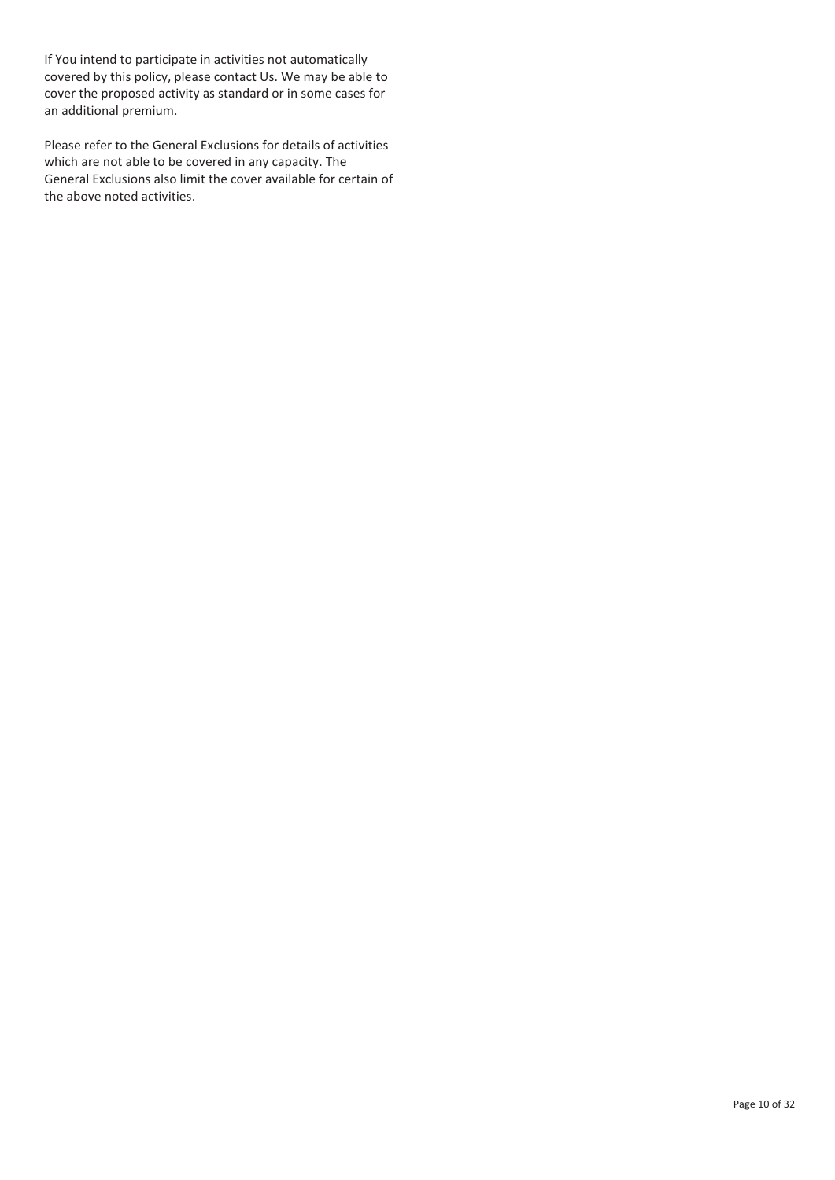If You intend to participate in activities not automatically covered by this policy, please contact Us. We may be able to cover the proposed activity as standard or in some cases for an additional premium.

Please refer to the General Exclusions for details of activities which are not able to be covered in any capacity. The General Exclusions also limit the cover available for certain of the above noted activities.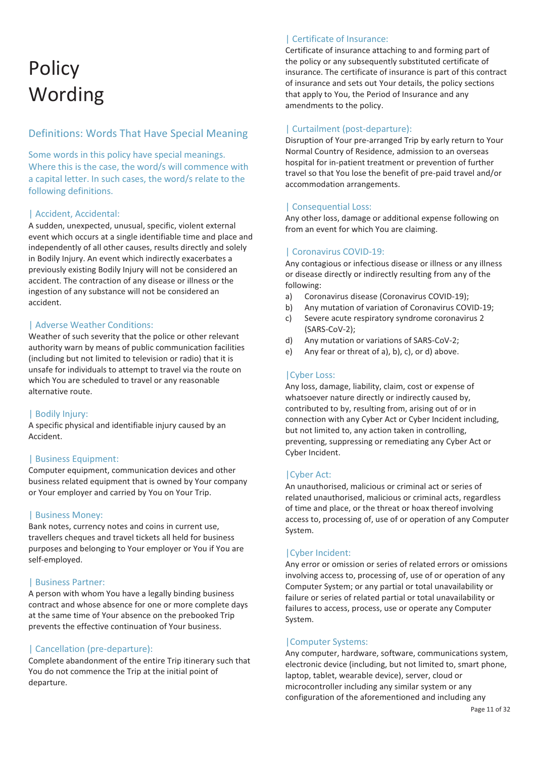# Policy Wording

## Definitions: Words That Have Special Meaning

Some words in this policy have special meanings. Where this is the case, the word/s will commence with a capital letter. In such cases, the word/s relate to the following definitions.

### | Accident, Accidental:

A sudden, unexpected, unusual, specific, violent external event which occurs at a single identifiable time and place and independently of all other causes, results directly and solely in Bodily Injury. An event which indirectly exacerbates a previously existing Bodily Injury will not be considered an accident. The contraction of any disease or illness or the ingestion of any substance will not be considered an accident.

### | Adverse Weather Conditions:

Weather of such severity that the police or other relevant authority warn by means of public communication facilities (including but not limited to television or radio) that it is unsafe for individuals to attempt to travel via the route on which You are scheduled to travel or any reasonable alternative route.

### | Bodily Injury:

A specific physical and identifiable injury caused by an Accident.

### | Business Equipment:

Computer equipment, communication devices and other business related equipment that is owned by Your company or Your employer and carried by You on Your Trip.

### | Business Money:

Bank notes, currency notes and coins in current use, travellers cheques and travel tickets all held for business purposes and belonging to Your employer or You if You are self-employed.

### | Business Partner:

A person with whom You have a legally binding business contract and whose absence for one or more complete days at the same time of Your absence on the prebooked Trip prevents the effective continuation of Your business.

### | Cancellation (pre-departure):

Complete abandonment of the entire Trip itinerary such that You do not commence the Trip at the initial point of departure.

### | Certificate of Insurance:

Certificate of insurance attaching to and forming part of the policy or any subsequently substituted certificate of insurance. The certificate of insurance is part of this contract of insurance and sets out Your details, the policy sections that apply to You, the Period of Insurance and any amendments to the policy.

### | Curtailment (post-departure):

Disruption of Your pre-arranged Trip by early return to Your Normal Country of Residence, admission to an overseas hospital for in-patient treatment or prevention of further travel so that You lose the benefit of pre-paid travel and/or accommodation arrangements.

### | Consequential Loss:

Any other loss, damage or additional expense following on from an event for which You are claiming.

### | Coronavirus COVID-19:

Any contagious or infectious disease or illness or any illness or disease directly or indirectly resulting from any of the following:

a) Coronavirus disease (Coronavirus COVID-19);
b) Any mutation of variation of Coronavirus COVID-19;
c) Severe acute respiratory syndrome coronavirus 2 (SARS-CoV-2);
d) Any mutation or variations of SARS-CoV-2;
e) Any fear or threat of a), b), c), or d) above.

### |Cyber Loss:

Any loss, damage, liability, claim, cost or expense of whatsoever nature directly or indirectly caused by, contributed to by, resulting from, arising out of or in connection with any Cyber Act or Cyber Incident including, but not limited to, any action taken in controlling, preventing, suppressing or remediating any Cyber Act or Cyber Incident.

### |Cyber Act:

An unauthorised, malicious or criminal act or series of related unauthorised, malicious or criminal acts, regardless of time and place, or the threat or hoax thereof involving access to, processing of, use of or operation of any Computer System.

### |Cyber Incident:

Any error or omission or series of related errors or omissions involving access to, processing of, use of or operation of any Computer System; or any partial or total unavailability or failure or series of related partial or total unavailability or failures to access, process, use or operate any Computer System.

### |Computer Systems:

Any computer, hardware, software, communications system, electronic device (including, but not limited to, smart phone, laptop, tablet, wearable device), server, cloud or microcontroller including any similar system or any configuration of the aforementioned and including any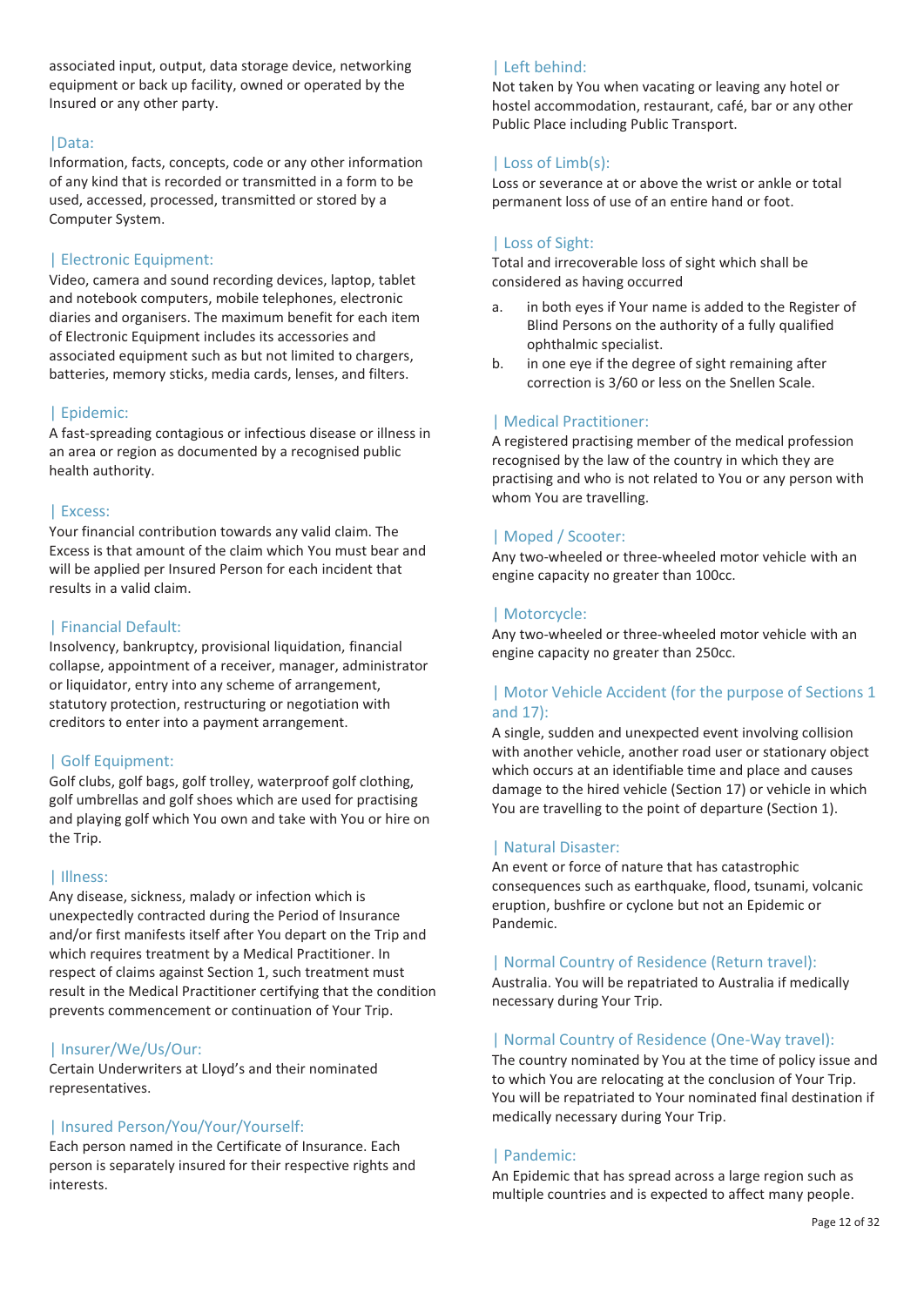associated input, output, data storage device, networking equipment or back up facility, owned or operated by the Insured or any other party.

### | Data:

Information, facts, concepts, code or any other information of any kind that is recorded or transmitted in a form to be used, accessed, processed, transmitted or stored by a Computer System.

### | Electronic Equipment:

Video, camera and sound recording devices, laptop, tablet and notebook computers, mobile telephones, electronic diaries and organisers. The maximum benefit for each item of Electronic Equipment includes its accessories and associated equipment such as but not limited to chargers, batteries, memory sticks, media cards, lenses, and filters.

### | Epidemic:

A fast-spreading contagious or infectious disease or illness in an area or region as documented by a recognised public health authority.

### | Excess:

Your financial contribution towards any valid claim. The Excess is that amount of the claim which You must bear and will be applied per Insured Person for each incident that results in a valid claim.

### | Financial Default:

Insolvency, bankruptcy, provisional liquidation, financial collapse, appointment of a receiver, manager, administrator or liquidator, entry into any scheme of arrangement, statutory protection, restructuring or negotiation with creditors to enter into a payment arrangement.

### | Golf Equipment:

Golf clubs, golf bags, golf trolley, waterproof golf clothing, golf umbrellas and golf shoes which are used for practising and playing golf which You own and take with You or hire on the Trip.

### | Illness:

Any disease, sickness, malady or infection which is unexpectedly contracted during the Period of Insurance and/or first manifests itself after You depart on the Trip and which requires treatment by a Medical Practitioner. In respect of claims against Section 1, such treatment must result in the Medical Practitioner certifying that the condition prevents commencement or continuation of Your Trip.

### | Insurer/We/Us/Our:

Certain Underwriters at Lloyd's and their nominated representatives.

### | Insured Person/You/Your/Yourself:

Each person named in the Certificate of Insurance. Each person is separately insured for their respective rights and interests.

### | Left behind:

Not taken by You when vacating or leaving any hotel or hostel accommodation, restaurant, café, bar or any other Public Place including Public Transport.

### | Loss of Limb(s):

Loss or severance at or above the wrist or ankle or total permanent loss of use of an entire hand or foot.

### | Loss of Sight:

Total and irrecoverable loss of sight which shall be considered as having occurred

a. in both eyes if Your name is added to the Register of Blind Persons on the authority of a fully qualified ophthalmic specialist.
b. in one eye if the degree of sight remaining after correction is 3/60 or less on the Snellen Scale.

### | Medical Practitioner:

A registered practising member of the medical profession recognised by the law of the country in which they are practising and who is not related to You or any person with whom You are travelling.

### | Moped / Scooter:

Any two-wheeled or three-wheeled motor vehicle with an engine capacity no greater than 100cc.

### | Motorcycle:

Any two-wheeled or three-wheeled motor vehicle with an engine capacity no greater than 250cc.

### | Motor Vehicle Accident (for the purpose of Sections 1 and 17):

A single, sudden and unexpected event involving collision with another vehicle, another road user or stationary object which occurs at an identifiable time and place and causes damage to the hired vehicle (Section 17) or vehicle in which You are travelling to the point of departure (Section 1).

### | Natural Disaster:

An event or force of nature that has catastrophic consequences such as earthquake, flood, tsunami, volcanic eruption, bushfire or cyclone but not an Epidemic or Pandemic.

### | Normal Country of Residence (Return travel):

Australia. You will be repatriated to Australia if medically necessary during Your Trip.

### | Normal Country of Residence (One-Way travel):

The country nominated by You at the time of policy issue and to which You are relocating at the conclusion of Your Trip. You will be repatriated to Your nominated final destination if medically necessary during Your Trip.

### | Pandemic:

An Epidemic that has spread across a large region such as multiple countries and is expected to affect many people.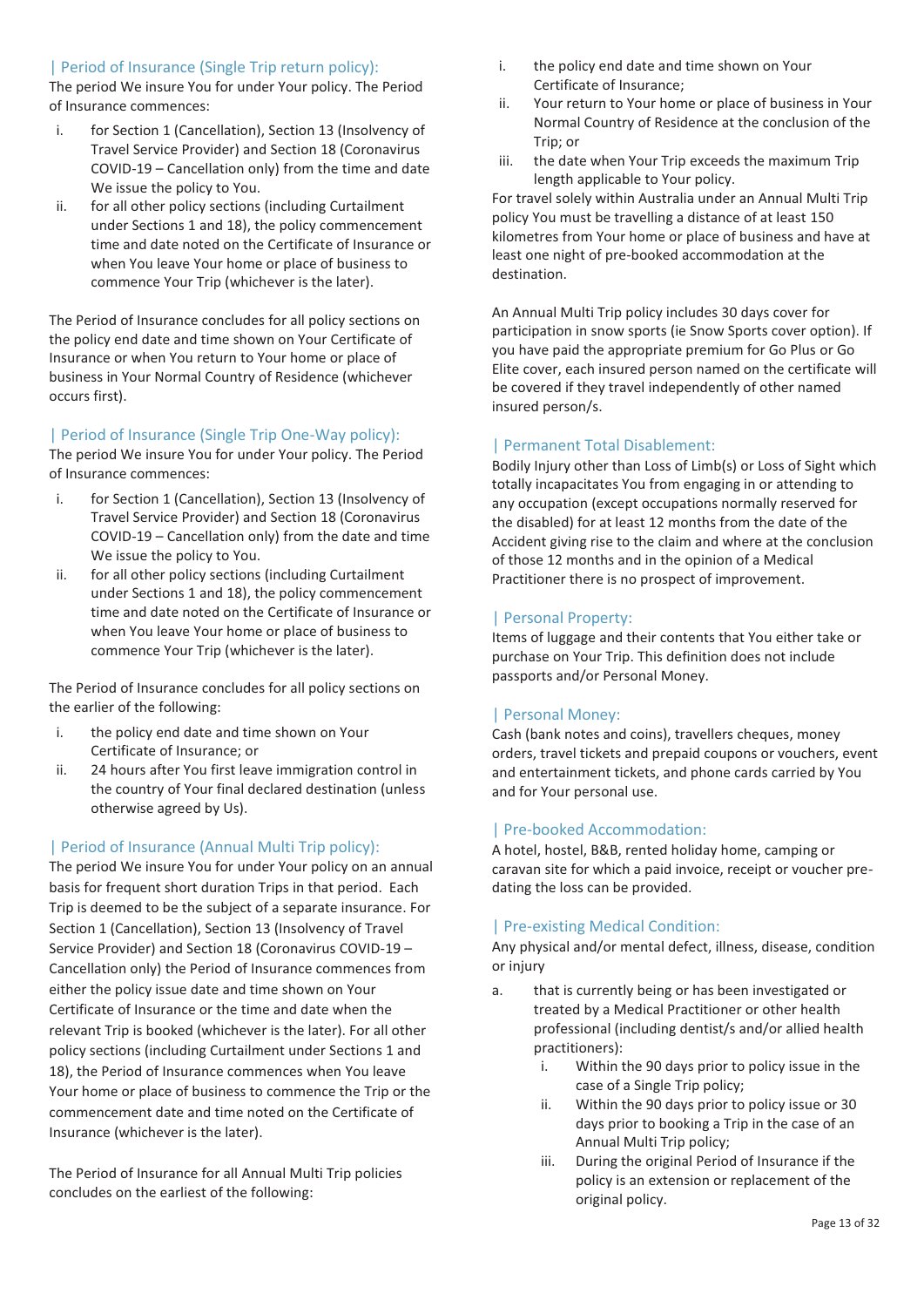### | Period of Insurance (Single Trip return policy):

The period We insure You for under Your policy. The Period of Insurance commences:

i. for Section 1 (Cancellation), Section 13 (Insolvency of Travel Service Provider) and Section 18 (Coronavirus COVID-19 – Cancellation only) from the time and date We issue the policy to You.
ii. for all other policy sections (including Curtailment under Sections 1 and 18), the policy commencement time and date noted on the Certificate of Insurance or when You leave Your home or place of business to commence Your Trip (whichever is the later).

The Period of Insurance concludes for all policy sections on the policy end date and time shown on Your Certificate of Insurance or when You return to Your home or place of business in Your Normal Country of Residence (whichever occurs first).

### | Period of Insurance (Single Trip One-Way policy):

The period We insure You for under Your policy. The Period of Insurance commences:

i. for Section 1 (Cancellation), Section 13 (Insolvency of Travel Service Provider) and Section 18 (Coronavirus COVID-19 – Cancellation only) from the date and time We issue the policy to You.
ii. for all other policy sections (including Curtailment under Sections 1 and 18), the policy commencement time and date noted on the Certificate of Insurance or when You leave Your home or place of business to commence Your Trip (whichever is the later).

The Period of Insurance concludes for all policy sections on the earlier of the following:

i. the policy end date and time shown on Your Certificate of Insurance; or
ii. 24 hours after You first leave immigration control in the country of Your final declared destination (unless otherwise agreed by Us).

### | Period of Insurance (Annual Multi Trip policy):

The period We insure You for under Your policy on an annual basis for frequent short duration Trips in that period. Each Trip is deemed to be the subject of a separate insurance. For Section 1 (Cancellation), Section 13 (Insolvency of Travel Service Provider) and Section 18 (Coronavirus COVID-19 – Cancellation only) the Period of Insurance commences from either the policy issue date and time shown on Your Certificate of Insurance or the time and date when the relevant Trip is booked (whichever is the later). For all other policy sections (including Curtailment under Sections 1 and 18), the Period of Insurance commences when You leave Your home or place of business to commence the Trip or the commencement date and time noted on the Certificate of Insurance (whichever is the later).

The Period of Insurance for all Annual Multi Trip policies concludes on the earliest of the following:

i. the policy end date and time shown on Your Certificate of Insurance;
ii. Your return to Your home or place of business in Your Normal Country of Residence at the conclusion of the Trip; or
iii. the date when Your Trip exceeds the maximum Trip length applicable to Your policy.

For travel solely within Australia under an Annual Multi Trip policy You must be travelling a distance of at least 150 kilometres from Your home or place of business and have at least one night of pre-booked accommodation at the destination.

An Annual Multi Trip policy includes 30 days cover for participation in snow sports (ie Snow Sports cover option). If you have paid the appropriate premium for Go Plus or Go Elite cover, each insured person named on the certificate will be covered if they travel independently of other named insured person/s.

### | Permanent Total Disablement:

Bodily Injury other than Loss of Limb(s) or Loss of Sight which totally incapacitates You from engaging in or attending to any occupation (except occupations normally reserved for the disabled) for at least 12 months from the date of the Accident giving rise to the claim and where at the conclusion of those 12 months and in the opinion of a Medical Practitioner there is no prospect of improvement.

### | Personal Property:

Items of luggage and their contents that You either take or purchase on Your Trip. This definition does not include passports and/or Personal Money.

### | Personal Money:

Cash (bank notes and coins), travellers cheques, money orders, travel tickets and prepaid coupons or vouchers, event and entertainment tickets, and phone cards carried by You and for Your personal use.

### | Pre-booked Accommodation:

A hotel, hostel, B&B, rented holiday home, camping or caravan site for which a paid invoice, receipt or voucher pre-dating the loss can be provided.

### | Pre-existing Medical Condition:

Any physical and/or mental defect, illness, disease, condition or injury

a. that is currently being or has been investigated or treated by a Medical Practitioner or other health professional (including dentist/s and/or allied health practitioners):
   i. Within the 90 days prior to policy issue in the case of a Single Trip policy;
   ii. Within the 90 days prior to policy issue or 30 days prior to booking a Trip in the case of an Annual Multi Trip policy;
   iii. During the original Period of Insurance if the policy is an extension or replacement of the original policy.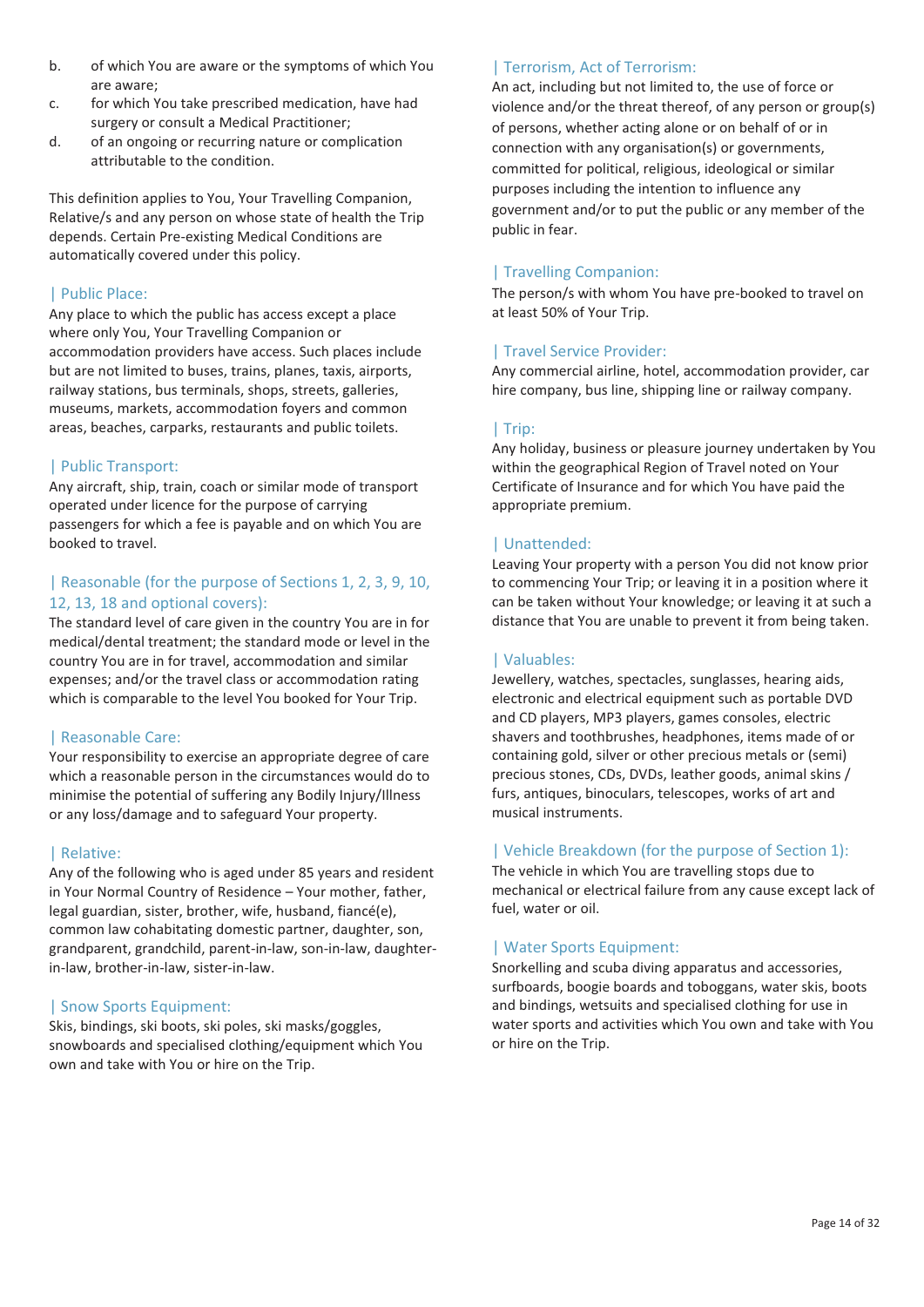b. of which You are aware or the symptoms of which You are aware;
c. for which You take prescribed medication, have had surgery or consult a Medical Practitioner;
d. of an ongoing or recurring nature or complication attributable to the condition.

This definition applies to You, Your Travelling Companion, Relative/s and any person on whose state of health the Trip depends. Certain Pre-existing Medical Conditions are automatically covered under this policy.

### | Public Place:

Any place to which the public has access except a place where only You, Your Travelling Companion or accommodation providers have access. Such places include but are not limited to buses, trains, planes, taxis, airports, railway stations, bus terminals, shops, streets, galleries, museums, markets, accommodation foyers and common areas, beaches, carparks, restaurants and public toilets.

### | Public Transport:

Any aircraft, ship, train, coach or similar mode of transport operated under licence for the purpose of carrying passengers for which a fee is payable and on which You are booked to travel.

### | Reasonable (for the purpose of Sections 1, 2, 3, 9, 10, 12, 13, 18 and optional covers):

The standard level of care given in the country You are in for medical/dental treatment; the standard mode or level in the country You are in for travel, accommodation and similar expenses; and/or the travel class or accommodation rating which is comparable to the level You booked for Your Trip.

### | Reasonable Care:

Your responsibility to exercise an appropriate degree of care which a reasonable person in the circumstances would do to minimise the potential of suffering any Bodily Injury/Illness or any loss/damage and to safeguard Your property.

### | Relative:

Any of the following who is aged under 85 years and resident in Your Normal Country of Residence – Your mother, father, legal guardian, sister, brother, wife, husband, fiancé(e), common law cohabitating domestic partner, daughter, son, grandparent, grandchild, parent-in-law, son-in-law, daughter-in-law, brother-in-law, sister-in-law.

### | Snow Sports Equipment:

Skis, bindings, ski boots, ski poles, ski masks/goggles, snowboards and specialised clothing/equipment which You own and take with You or hire on the Trip.

### | Terrorism, Act of Terrorism:

An act, including but not limited to, the use of force or violence and/or the threat thereof, of any person or group(s) of persons, whether acting alone or on behalf of or in connection with any organisation(s) or governments, committed for political, religious, ideological or similar purposes including the intention to influence any government and/or to put the public or any member of the public in fear.

### | Travelling Companion:

The person/s with whom You have pre-booked to travel on at least 50% of Your Trip.

### | Travel Service Provider:

Any commercial airline, hotel, accommodation provider, car hire company, bus line, shipping line or railway company.

### | Trip:

Any holiday, business or pleasure journey undertaken by You within the geographical Region of Travel noted on Your Certificate of Insurance and for which You have paid the appropriate premium.

### | Unattended:

Leaving Your property with a person You did not know prior to commencing Your Trip; or leaving it in a position where it can be taken without Your knowledge; or leaving it at such a distance that You are unable to prevent it from being taken.

### | Valuables:

Jewellery, watches, spectacles, sunglasses, hearing aids, electronic and electrical equipment such as portable DVD and CD players, MP3 players, games consoles, electric shavers and toothbrushes, headphones, items made of or containing gold, silver or other precious metals or (semi) precious stones, CDs, DVDs, leather goods, animal skins / furs, antiques, binoculars, telescopes, works of art and musical instruments.

### | Vehicle Breakdown (for the purpose of Section 1):

The vehicle in which You are travelling stops due to mechanical or electrical failure from any cause except lack of fuel, water or oil.

### | Water Sports Equipment:

Snorkelling and scuba diving apparatus and accessories, surfboards, boogie boards and toboggans, water skis, boots and bindings, wetsuits and specialised clothing for use in water sports and activities which You own and take with You or hire on the Trip.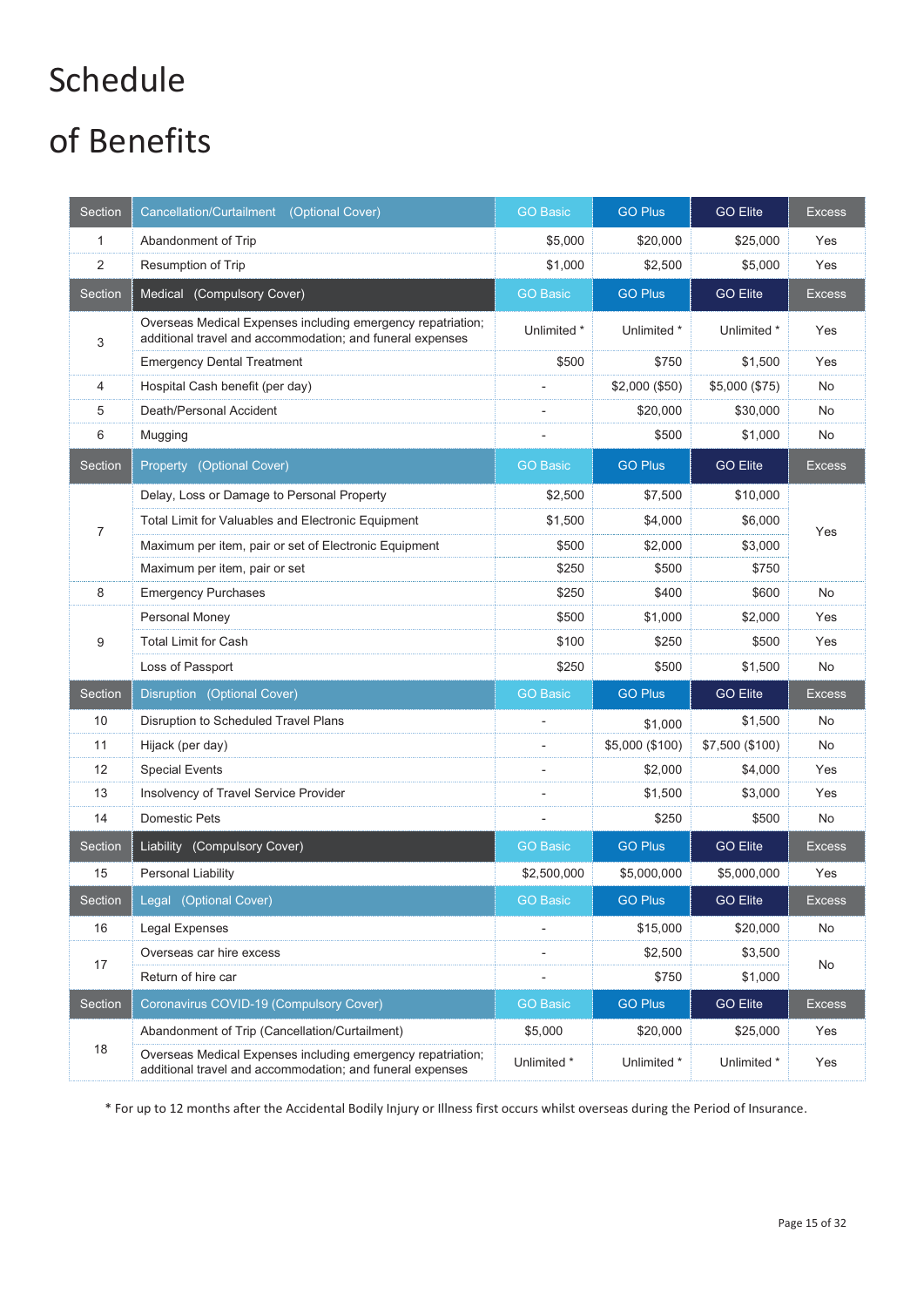# Schedule of Benefits

| Section | Cancellation/Curtailment (Optional Cover) | GO Basic | GO Plus | GO Elite | Excess |
|---|---|---|---|---|---|
| 1 | Abandonment of Trip | $5,000 | $20,000 | $25,000 | Yes |
| 2 | Resumption of Trip | $1,000 | $2,500 | $5,000 | Yes |
| **Section** | **Medical (Compulsory Cover)** | **GO Basic** | **GO Plus** | **GO Elite** | **Excess** |
| 3 | Overseas Medical Expenses including emergency repatriation; additional travel and accommodation; and funeral expenses | Unlimited * | Unlimited * | Unlimited * | Yes |
| | Emergency Dental Treatment | $500 | $750 | $1,500 | Yes |
| 4 | Hospital Cash benefit (per day) | - | $2,000 ($50) | $5,000 ($75) | No |
| 5 | Death/Personal Accident | - | $20,000 | $30,000 | No |
| 6 | Mugging | - | $500 | $1,000 | No |
| **Section** | **Property (Optional Cover)** | **GO Basic** | **GO Plus** | **GO Elite** | **Excess** |
| 7 | Delay, Loss or Damage to Personal Property | $2,500 | $7,500 | $10,000 | Yes |
| | Total Limit for Valuables and Electronic Equipment | $1,500 | $4,000 | $6,000 | |
| | Maximum per item, pair or set of Electronic Equipment | $500 | $2,000 | $3,000 | |
| | Maximum per item, pair or set | $250 | $500 | $750 | |
| 8 | Emergency Purchases | $250 | $400 | $600 | No |
| 9 | Personal Money | $500 | $1,000 | $2,000 | Yes |
| | Total Limit for Cash | $100 | $250 | $500 | Yes |
| | Loss of Passport | $250 | $500 | $1,500 | No |
| **Section** | **Disruption (Optional Cover)** | **GO Basic** | **GO Plus** | **GO Elite** | **Excess** |
| 10 | Disruption to Scheduled Travel Plans | - | $1,000 | $1,500 | No |
| 11 | Hijack (per day) | - | $5,000 ($100) | $7,500 ($100) | No |
| 12 | Special Events | - | $2,000 | $4,000 | Yes |
| 13 | Insolvency of Travel Service Provider | - | $1,500 | $3,000 | Yes |
| 14 | Domestic Pets | - | $250 | $500 | No |
| **Section** | **Liability (Compulsory Cover)** | **GO Basic** | **GO Plus** | **GO Elite** | **Excess** |
| 15 | Personal Liability | $2,500,000 | $5,000,000 | $5,000,000 | Yes |
| **Section** | **Legal (Optional Cover)** | **GO Basic** | **GO Plus** | **GO Elite** | **Excess** |
| 16 | Legal Expenses | - | $15,000 | $20,000 | No |
| 17 | Overseas car hire excess | - | $2,500 | $3,500 | No |
| | Return of hire car | - | $750 | $1,000 | |
| **Section** | **Coronavirus COVID-19 (Compulsory Cover)** | **GO Basic** | **GO Plus** | **GO Elite** | **Excess** |
| 18 | Abandonment of Trip (Cancellation/Curtailment) | $5,000 | $20,000 | $25,000 | Yes |
| | Overseas Medical Expenses including emergency repatriation; additional travel and accommodation; and funeral expenses | Unlimited * | Unlimited * | Unlimited * | Yes |

* For up to 12 months after the Accidental Bodily Injury or Illness first occurs whilst overseas during the Period of Insurance.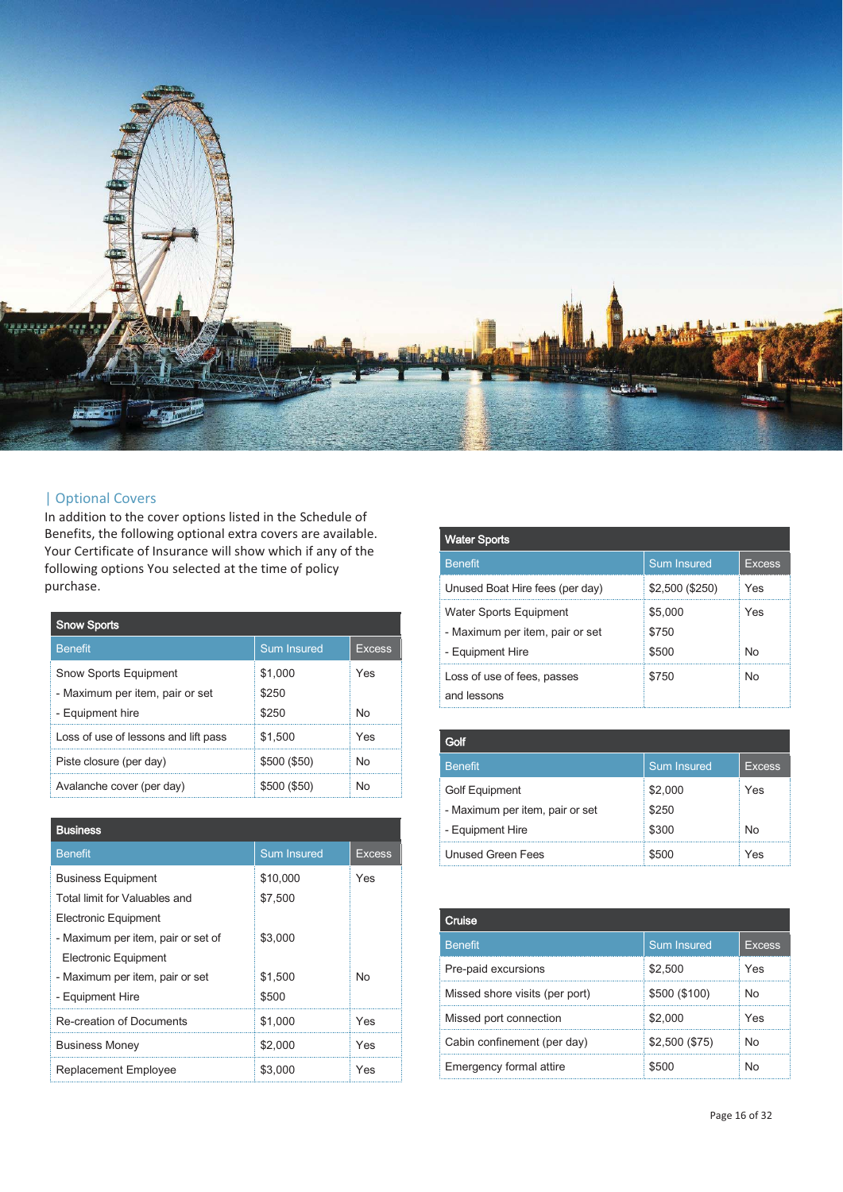## Optional Covers

In addition to the cover options listed in the Schedule of Benefits, the following optional extra covers are available. Your Certificate of Insurance will show which if any of the following options You selected at the time of policy purchase.

| Snow Sports | | |
|---|---|---|
| Benefit | Sum Insured | Excess |
| Snow Sports Equipment | $1,000 | Yes |
| - Maximum per item, pair or set | $250 | |
| - Equipment hire | $250 | No |
| Loss of use of lessons and lift pass | $1,500 | Yes |
| Piste closure (per day) | $500 ($50) | No |
| Avalanche cover (per day) | $500 ($50) | No |

| Business | | |
|---|---|---|
| Benefit | Sum Insured | Excess |
| Business Equipment | $10,000 | Yes |
| Total limit for Valuables and Electronic Equipment | $7,500 | |
| - Maximum per item, pair or set of Electronic Equipment | $3,000 | |
| - Maximum per item, pair or set | $1,500 | No |
| - Equipment Hire | $500 | |
| Re-creation of Documents | $1,000 | Yes |
| Business Money | $2,000 | Yes |
| Replacement Employee | $3,000 | Yes |

| Water Sports | | |
|---|---|---|
| Benefit | Sum Insured | Excess |
| Unused Boat Hire fees (per day) | $2,500 ($250) | Yes |
| Water Sports Equipment | $5,000 | Yes |
| - Maximum per item, pair or set | $750 | |
| - Equipment Hire | $500 | No |
| Loss of use of fees, passes and lessons | $750 | No |

| Golf | | |
|---|---|---|
| Benefit | Sum Insured | Excess |
| Golf Equipment | $2,000 | Yes |
| - Maximum per item, pair or set | $250 | |
| - Equipment Hire | $300 | No |
| Unused Green Fees | $500 | Yes |

| Cruise | | |
|---|---|---|
| Benefit | Sum Insured | Excess |
| Pre-paid excursions | $2,500 | Yes |
| Missed shore visits (per port) | $500 ($100) | No |
| Missed port connection | $2,000 | Yes |
| Cabin confinement (per day) | $2,500 ($75) | No |
| Emergency formal attire | $500 | No |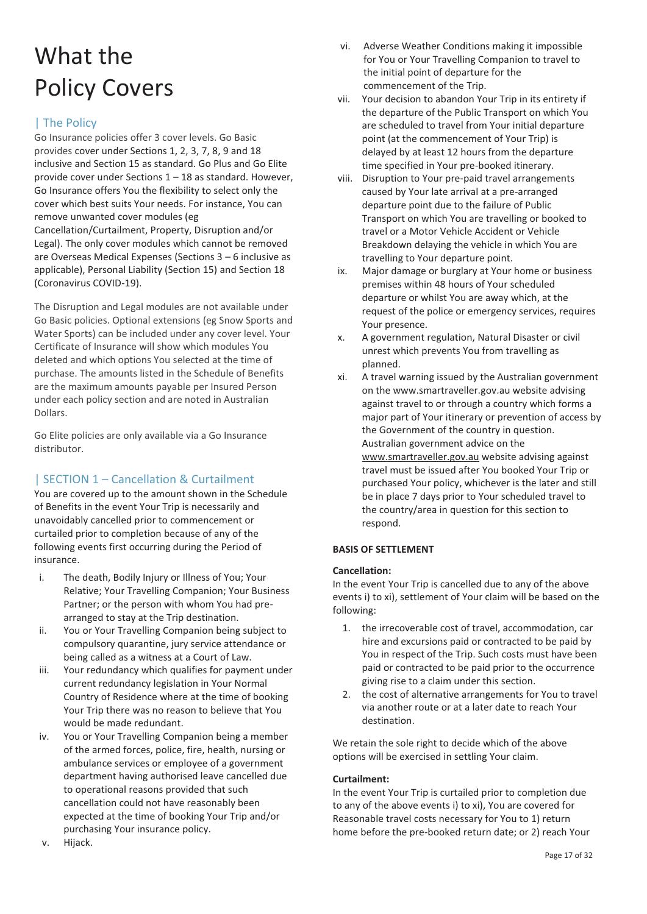# What the Policy Covers

## | The Policy

Go Insurance policies offer 3 cover levels. Go Basic provides cover under Sections 1, 2, 3, 7, 8, 9 and 18 inclusive and Section 15 as standard. Go Plus and Go Elite provide cover under Sections 1 – 18 as standard. However, Go Insurance offers You the flexibility to select only the cover which best suits Your needs. For instance, You can remove unwanted cover modules (eg Cancellation/Curtailment, Property, Disruption and/or Legal). The only cover modules which cannot be removed are Overseas Medical Expenses (Sections 3 – 6 inclusive as applicable), Personal Liability (Section 15) and Section 18 (Coronavirus COVID-19).

The Disruption and Legal modules are not available under Go Basic policies. Optional extensions (eg Snow Sports and Water Sports) can be included under any cover level. Your Certificate of Insurance will show which modules You deleted and which options You selected at the time of purchase. The amounts listed in the Schedule of Benefits are the maximum amounts payable per Insured Person under each policy section and are noted in Australian Dollars.

Go Elite policies are only available via a Go Insurance distributor.

## | SECTION 1 – Cancellation & Curtailment

You are covered up to the amount shown in the Schedule of Benefits in the event Your Trip is necessarily and unavoidably cancelled prior to commencement or curtailed prior to completion because of any of the following events first occurring during the Period of insurance.

- i. The death, Bodily Injury or Illness of You; Your Relative; Your Travelling Companion; Your Business Partner; or the person with whom You had pre-arranged to stay at the Trip destination.
- ii. You or Your Travelling Companion being subject to compulsory quarantine, jury service attendance or being called as a witness at a Court of Law.
- iii. Your redundancy which qualifies for payment under current redundancy legislation in Your Normal Country of Residence where at the time of booking Your Trip there was no reason to believe that You would be made redundant.
- iv. You or Your Travelling Companion being a member of the armed forces, police, fire, health, nursing or ambulance services or employee of a government department having authorised leave cancelled due to operational reasons provided that such cancellation could not have reasonably been expected at the time of booking Your Trip and/or purchasing Your insurance policy.
- v. Hijack.
- vi. Adverse Weather Conditions making it impossible for You or Your Travelling Companion to travel to the initial point of departure for the commencement of the Trip.
- vii. Your decision to abandon Your Trip in its entirety if the departure of the Public Transport on which You are scheduled to travel from Your initial departure point (at the commencement of Your Trip) is delayed by at least 12 hours from the departure time specified in Your pre-booked itinerary.
- viii. Disruption to Your pre-paid travel arrangements caused by Your late arrival at a pre-arranged departure point due to the failure of Public Transport on which You are travelling or booked to travel or a Motor Vehicle Accident or Vehicle Breakdown delaying the vehicle in which You are travelling to Your departure point.
- ix. Major damage or burglary at Your home or business premises within 48 hours of Your scheduled departure or whilst You are away which, at the request of the police or emergency services, requires Your presence.
- x. A government regulation, Natural Disaster or civil unrest which prevents You from travelling as planned.
- xi. A travel warning issued by the Australian government on the www.smartraveller.gov.au website advising against travel to or through a country which forms a major part of Your itinerary or prevention of access by the Government of the country in question. Australian government advice on the www.smartraveller.gov.au website advising against travel must be issued after You booked Your Trip or purchased Your policy, whichever is the later and still be in place 7 days prior to Your scheduled travel to the country/area in question for this section to respond.

**BASIS OF SETTLEMENT**

**Cancellation:**

In the event Your Trip is cancelled due to any of the above events i) to xi), settlement of Your claim will be based on the following:

1. the irrecoverable cost of travel, accommodation, car hire and excursions paid or contracted to be paid by You in respect of the Trip. Such costs must have been paid or contracted to be paid prior to the occurrence giving rise to a claim under this section.
2. the cost of alternative arrangements for You to travel via another route or at a later date to reach Your destination.

We retain the sole right to decide which of the above options will be exercised in settling Your claim.

**Curtailment:**

In the event Your Trip is curtailed prior to completion due to any of the above events i) to xi), You are covered for Reasonable travel costs necessary for You to 1) return home before the pre-booked return date; or 2) reach Your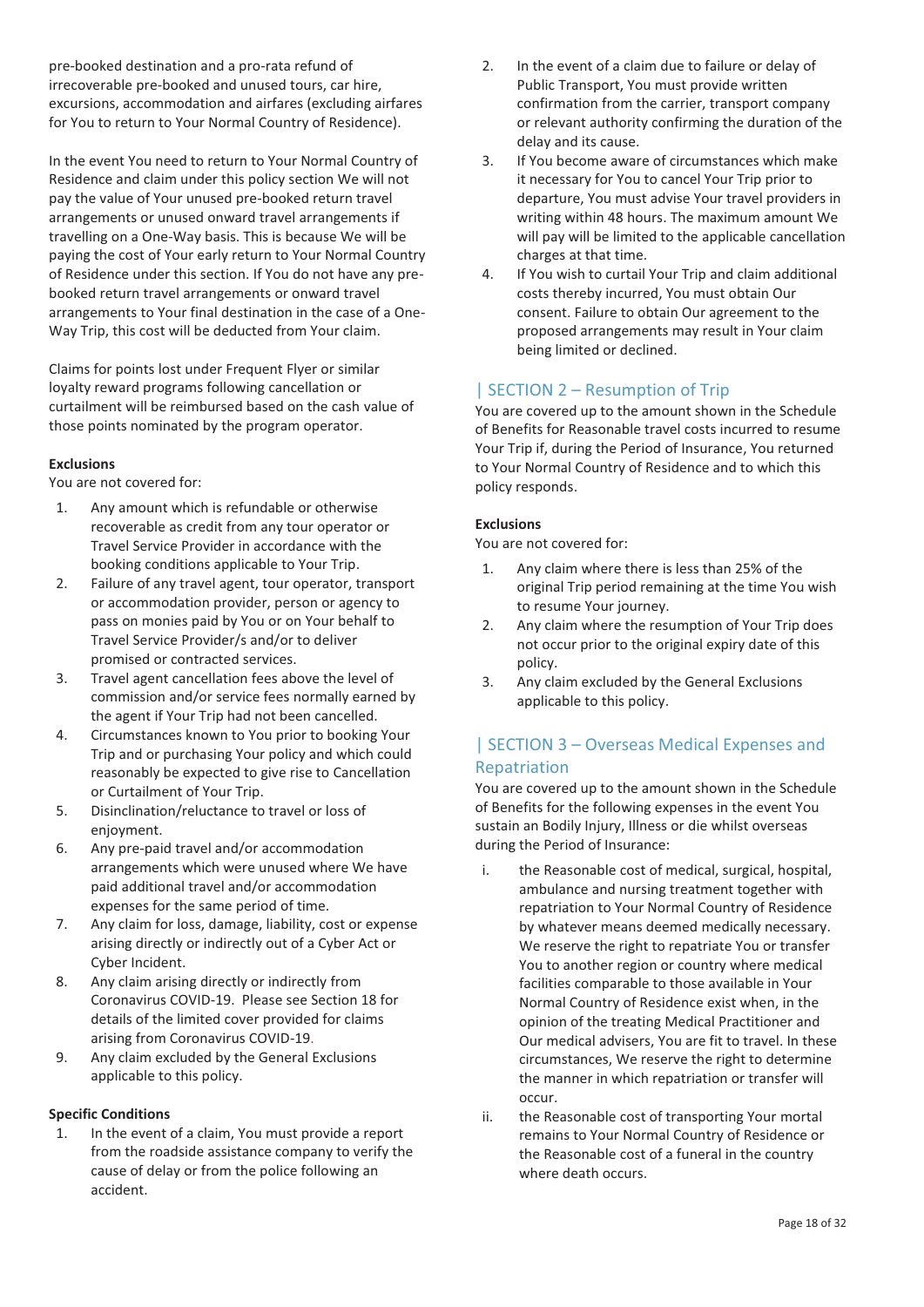pre-booked destination and a pro-rata refund of irrecoverable pre-booked and unused tours, car hire, excursions, accommodation and airfares (excluding airfares for You to return to Your Normal Country of Residence).

In the event You need to return to Your Normal Country of Residence and claim under this policy section We will not pay the value of Your unused pre-booked return travel arrangements or unused onward travel arrangements if travelling on a One-Way basis. This is because We will be paying the cost of Your early return to Your Normal Country of Residence under this section. If You do not have any pre-booked return travel arrangements or onward travel arrangements to Your final destination in the case of a One-Way Trip, this cost will be deducted from Your claim.

Claims for points lost under Frequent Flyer or similar loyalty reward programs following cancellation or curtailment will be reimbursed based on the cash value of those points nominated by the program operator.

**Exclusions**

You are not covered for:

1. Any amount which is refundable or otherwise recoverable as credit from any tour operator or Travel Service Provider in accordance with the booking conditions applicable to Your Trip.
2. Failure of any travel agent, tour operator, transport or accommodation provider, person or agency to pass on monies paid by You or on Your behalf to Travel Service Provider/s and/or to deliver promised or contracted services.
3. Travel agent cancellation fees above the level of commission and/or service fees normally earned by the agent if Your Trip had not been cancelled.
4. Circumstances known to You prior to booking Your Trip and or purchasing Your policy and which could reasonably be expected to give rise to Cancellation or Curtailment of Your Trip.
5. Disinclination/reluctance to travel or loss of enjoyment.
6. Any pre-paid travel and/or accommodation arrangements which were unused where We have paid additional travel and/or accommodation expenses for the same period of time.
7. Any claim for loss, damage, liability, cost or expense arising directly or indirectly out of a Cyber Act or Cyber Incident.
8. Any claim arising directly or indirectly from Coronavirus COVID-19. Please see Section 18 for details of the limited cover provided for claims arising from Coronavirus COVID-19.
9. Any claim excluded by the General Exclusions applicable to this policy.

**Specific Conditions**

1. In the event of a claim, You must provide a report from the roadside assistance company to verify the cause of delay or from the police following an accident.
2. In the event of a claim due to failure or delay of Public Transport, You must provide written confirmation from the carrier, transport company or relevant authority confirming the duration of the delay and its cause.
3. If You become aware of circumstances which make it necessary for You to cancel Your Trip prior to departure, You must advise Your travel providers in writing within 48 hours. The maximum amount We will pay will be limited to the applicable cancellation charges at that time.
4. If You wish to curtail Your Trip and claim additional costs thereby incurred, You must obtain Our consent. Failure to obtain Our agreement to the proposed arrangements may result in Your claim being limited or declined.

## | SECTION 2 – Resumption of Trip

You are covered up to the amount shown in the Schedule of Benefits for Reasonable travel costs incurred to resume Your Trip if, during the Period of Insurance, You returned to Your Normal Country of Residence and to which this policy responds.

**Exclusions**

You are not covered for:

1. Any claim where there is less than 25% of the original Trip period remaining at the time You wish to resume Your journey.
2. Any claim where the resumption of Your Trip does not occur prior to the original expiry date of this policy.
3. Any claim excluded by the General Exclusions applicable to this policy.

## | SECTION 3 – Overseas Medical Expenses and Repatriation

You are covered up to the amount shown in the Schedule of Benefits for the following expenses in the event You sustain an Bodily Injury, Illness or die whilst overseas during the Period of Insurance:

i. the Reasonable cost of medical, surgical, hospital, ambulance and nursing treatment together with repatriation to Your Normal Country of Residence by whatever means deemed medically necessary. We reserve the right to repatriate You or transfer You to another region or country where medical facilities comparable to those available in Your Normal Country of Residence exist when, in the opinion of the treating Medical Practitioner and Our medical advisers, You are fit to travel. In these circumstances, We reserve the right to determine the manner in which repatriation or transfer will occur.

ii. the Reasonable cost of transporting Your mortal remains to Your Normal Country of Residence or the Reasonable cost of a funeral in the country where death occurs.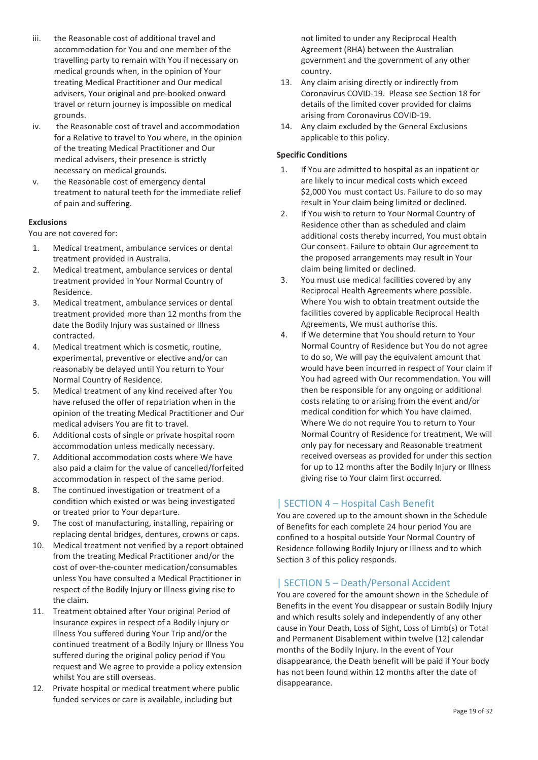iii. the Reasonable cost of additional travel and accommodation for You and one member of the travelling party to remain with You if necessary on medical grounds when, in the opinion of Your treating Medical Practitioner and Our medical advisers, Your original and pre-booked onward travel or return journey is impossible on medical grounds.

iv. the Reasonable cost of travel and accommodation for a Relative to travel to You where, in the opinion of the treating Medical Practitioner and Our medical advisers, their presence is strictly necessary on medical grounds.

v. the Reasonable cost of emergency dental treatment to natural teeth for the immediate relief of pain and suffering.

**Exclusions**

You are not covered for:

1. Medical treatment, ambulance services or dental treatment provided in Australia.
2. Medical treatment, ambulance services or dental treatment provided in Your Normal Country of Residence.
3. Medical treatment, ambulance services or dental treatment provided more than 12 months from the date the Bodily Injury was sustained or Illness contracted.
4. Medical treatment which is cosmetic, routine, experimental, preventive or elective and/or can reasonably be delayed until You return to Your Normal Country of Residence.
5. Medical treatment of any kind received after You have refused the offer of repatriation when in the opinion of the treating Medical Practitioner and Our medical advisers You are fit to travel.
6. Additional costs of single or private hospital room accommodation unless medically necessary.
7. Additional accommodation costs where We have also paid a claim for the value of cancelled/forfeited accommodation in respect of the same period.
8. The continued investigation or treatment of a condition which existed or was being investigated or treated prior to Your departure.
9. The cost of manufacturing, installing, repairing or replacing dental bridges, dentures, crowns or caps.
10. Medical treatment not verified by a report obtained from the treating Medical Practitioner and/or the cost of over-the-counter medication/consumables unless You have consulted a Medical Practitioner in respect of the Bodily Injury or Illness giving rise to the claim.
11. Treatment obtained after Your original Period of Insurance expires in respect of a Bodily Injury or Illness You suffered during Your Trip and/or the continued treatment of a Bodily Injury or Illness You suffered during the original policy period if You request and We agree to provide a policy extension whilst You are still overseas.
12. Private hospital or medical treatment where public funded services or care is available, including but not limited to under any Reciprocal Health Agreement (RHA) between the Australian government and the government of any other country.
13. Any claim arising directly or indirectly from Coronavirus COVID-19. Please see Section 18 for details of the limited cover provided for claims arising from Coronavirus COVID-19.
14. Any claim excluded by the General Exclusions applicable to this policy.

**Specific Conditions**

1. If You are admitted to hospital as an inpatient or are likely to incur medical costs which exceed $2,000 You must contact Us. Failure to do so may result in Your claim being limited or declined.
2. If You wish to return to Your Normal Country of Residence other than as scheduled and claim additional costs thereby incurred, You must obtain Our consent. Failure to obtain Our agreement to the proposed arrangements may result in Your claim being limited or declined.
3. You must use medical facilities covered by any Reciprocal Health Agreements where possible. Where You wish to obtain treatment outside the facilities covered by applicable Reciprocal Health Agreements, We must authorise this.
4. If We determine that You should return to Your Normal Country of Residence but You do not agree to do so, We will pay the equivalent amount that would have been incurred in respect of Your claim if You had agreed with Our recommendation. You will then be responsible for any ongoing or additional costs relating to or arising from the event and/or medical condition for which You have claimed. Where We do not require You to return to Your Normal Country of Residence for treatment, We will only pay for necessary and Reasonable treatment received overseas as provided for under this section for up to 12 months after the Bodily Injury or Illness giving rise to Your claim first occurred.

## | SECTION 4 – Hospital Cash Benefit

You are covered up to the amount shown in the Schedule of Benefits for each complete 24 hour period You are confined to a hospital outside Your Normal Country of Residence following Bodily Injury or Illness and to which Section 3 of this policy responds.

## | SECTION 5 – Death/Personal Accident

You are covered for the amount shown in the Schedule of Benefits in the event You disappear or sustain Bodily Injury and which results solely and independently of any other cause in Your Death, Loss of Sight, Loss of Limb(s) or Total and Permanent Disablement within twelve (12) calendar months of the Bodily Injury. In the event of Your disappearance, the Death benefit will be paid if Your body has not been found within 12 months after the date of disappearance.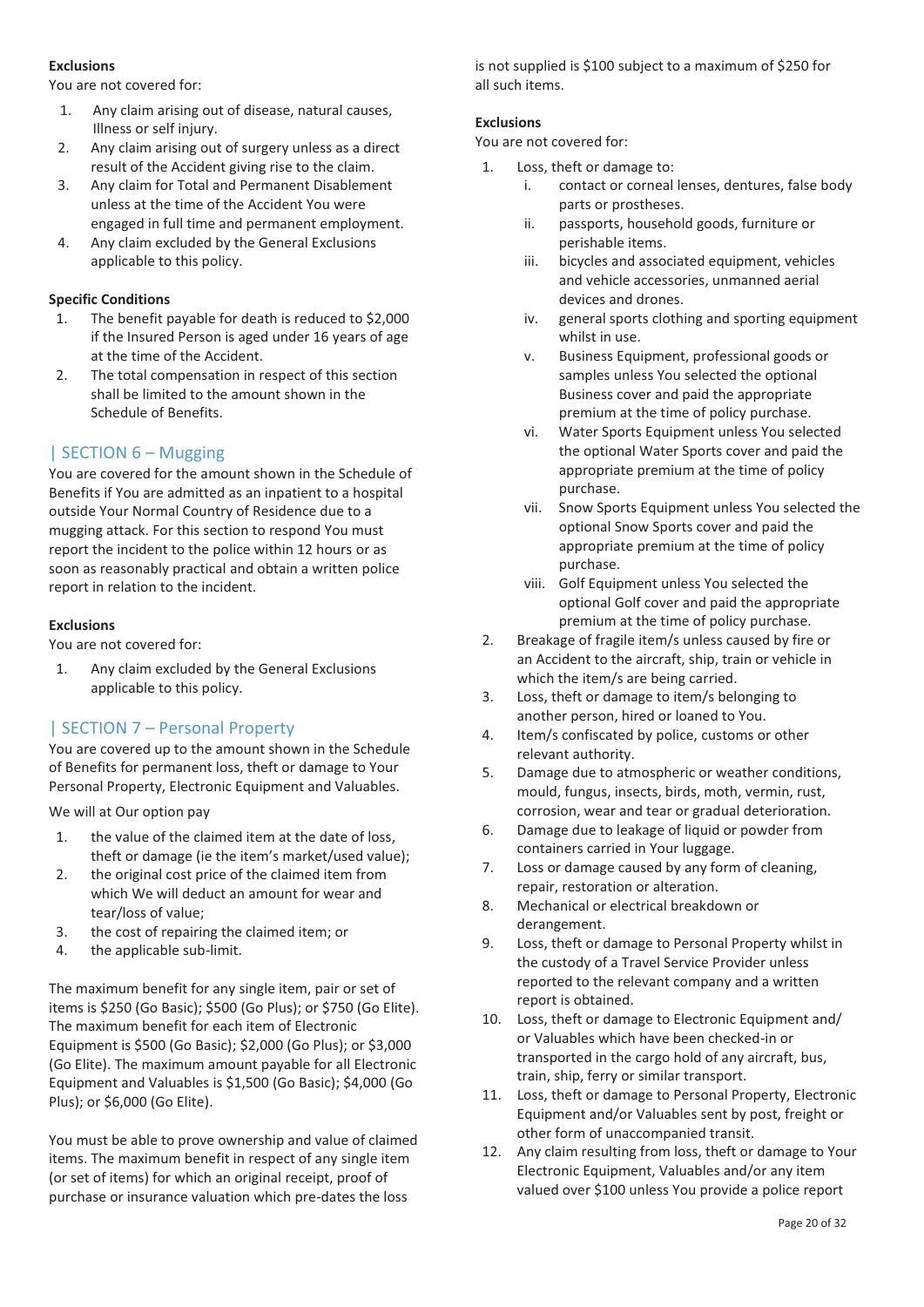#### Exclusions

You are not covered for:

1. Any claim arising out of disease, natural causes, Illness or self injury.
2. Any claim arising out of surgery unless as a direct result of the Accident giving rise to the claim.
3. Any claim for Total and Permanent Disablement unless at the time of the Accident You were engaged in full time and permanent employment.
4. Any claim excluded by the General Exclusions applicable to this policy.

#### Specific Conditions

1. The benefit payable for death is reduced to $2,000 if the Insured Person is aged under 16 years of age at the time of the Accident.
2. The total compensation in respect of this section shall be limited to the amount shown in the Schedule of Benefits.

## | SECTION 6 – Mugging

You are covered for the amount shown in the Schedule of Benefits if You are admitted as an inpatient to a hospital outside Your Normal Country of Residence due to a mugging attack. For this section to respond You must report the incident to the police within 12 hours or as soon as reasonably practical and obtain a written police report in relation to the incident.

#### Exclusions

You are not covered for:

1. Any claim excluded by the General Exclusions applicable to this policy.

## | SECTION 7 – Personal Property

You are covered up to the amount shown in the Schedule of Benefits for permanent loss, theft or damage to Your Personal Property, Electronic Equipment and Valuables.

We will at Our option pay

1. the value of the claimed item at the date of loss, theft or damage (ie the item's market/used value);
2. the original cost price of the claimed item from which We will deduct an amount for wear and tear/loss of value;
3. the cost of repairing the claimed item; or
4. the applicable sub-limit.

The maximum benefit for any single item, pair or set of items is $250 (Go Basic); $500 (Go Plus); or $750 (Go Elite). The maximum benefit for each item of Electronic Equipment is $500 (Go Basic); $2,000 (Go Plus); or $3,000 (Go Elite). The maximum amount payable for all Electronic Equipment and Valuables is $1,500 (Go Basic); $4,000 (Go Plus); or $6,000 (Go Elite).

You must be able to prove ownership and value of claimed items. The maximum benefit in respect of any single item (or set of items) for which an original receipt, proof of purchase or insurance valuation which pre-dates the loss is not supplied is $100 subject to a maximum of $250 for all such items.

#### Exclusions

You are not covered for:

1. Loss, theft or damage to:
   i. contact or corneal lenses, dentures, false body parts or prostheses.
   ii. passports, household goods, furniture or perishable items.
   iii. bicycles and associated equipment, vehicles and vehicle accessories, unmanned aerial devices and drones.
   iv. general sports clothing and sporting equipment whilst in use.
   v. Business Equipment, professional goods or samples unless You selected the optional Business cover and paid the appropriate premium at the time of policy purchase.
   vi. Water Sports Equipment unless You selected the optional Water Sports cover and paid the appropriate premium at the time of policy purchase.
   vii. Snow Sports Equipment unless You selected the optional Snow Sports cover and paid the appropriate premium at the time of policy purchase.
   viii. Golf Equipment unless You selected the optional Golf cover and paid the appropriate premium at the time of policy purchase.
2. Breakage of fragile item/s unless caused by fire or an Accident to the aircraft, ship, train or vehicle in which the item/s are being carried.
3. Loss, theft or damage to item/s belonging to another person, hired or loaned to You.
4. Item/s confiscated by police, customs or other relevant authority.
5. Damage due to atmospheric or weather conditions, mould, fungus, insects, birds, moth, vermin, rust, corrosion, wear and tear or gradual deterioration.
6. Damage due to leakage of liquid or powder from containers carried in Your luggage.
7. Loss or damage caused by any form of cleaning, repair, restoration or alteration.
8. Mechanical or electrical breakdown or derangement.
9. Loss, theft or damage to Personal Property whilst in the custody of a Travel Service Provider unless reported to the relevant company and a written report is obtained.
10. Loss, theft or damage to Electronic Equipment and/or Valuables which have been checked-in or transported in the cargo hold of any aircraft, bus, train, ship, ferry or similar transport.
11. Loss, theft or damage to Personal Property, Electronic Equipment and/or Valuables sent by post, freight or other form of unaccompanied transit.
12. Any claim resulting from loss, theft or damage to Your Electronic Equipment, Valuables and/or any item valued over $100 unless You provide a police report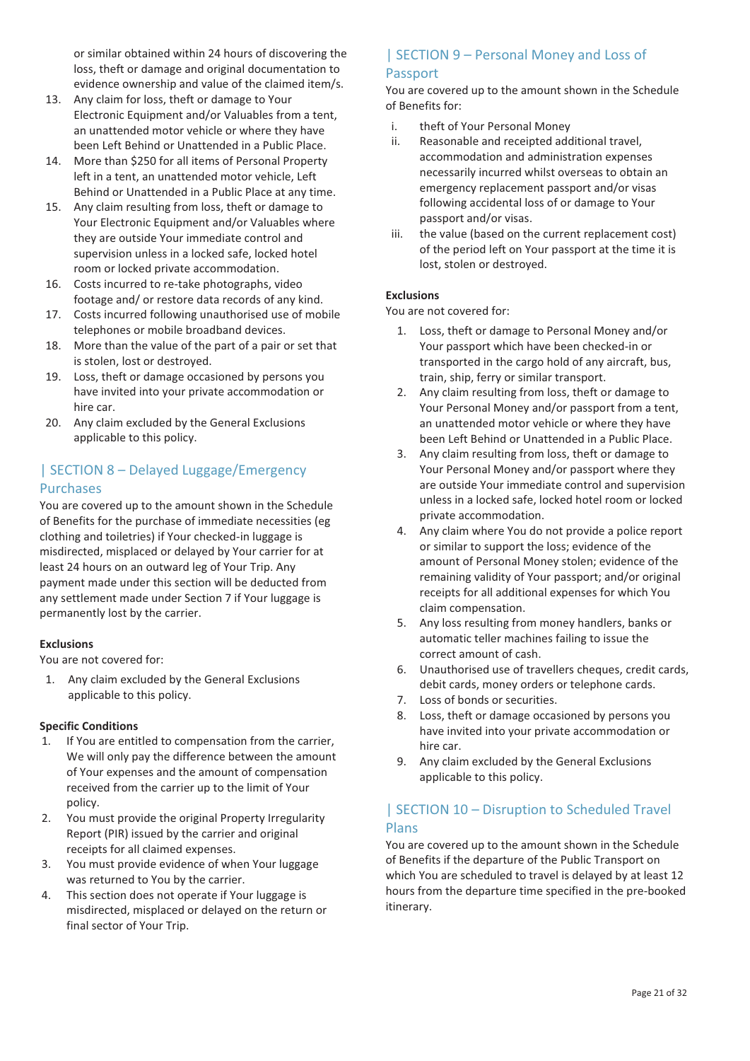or similar obtained within 24 hours of discovering the loss, theft or damage and original documentation to evidence ownership and value of the claimed item/s.

13. Any claim for loss, theft or damage to Your Electronic Equipment and/or Valuables from a tent, an unattended motor vehicle or where they have been Left Behind or Unattended in a Public Place.
14. More than $250 for all items of Personal Property left in a tent, an unattended motor vehicle, Left Behind or Unattended in a Public Place at any time.
15. Any claim resulting from loss, theft or damage to Your Electronic Equipment and/or Valuables where they are outside Your immediate control and supervision unless in a locked safe, locked hotel room or locked private accommodation.
16. Costs incurred to re-take photographs, video footage and/ or restore data records of any kind.
17. Costs incurred following unauthorised use of mobile telephones or mobile broadband devices.
18. More than the value of the part of a pair or set that is stolen, lost or destroyed.
19. Loss, theft or damage occasioned by persons you have invited into your private accommodation or hire car.
20. Any claim excluded by the General Exclusions applicable to this policy.

## | SECTION 8 – Delayed Luggage/Emergency Purchases

You are covered up to the amount shown in the Schedule of Benefits for the purchase of immediate necessities (eg clothing and toiletries) if Your checked-in luggage is misdirected, misplaced or delayed by Your carrier for at least 24 hours on an outward leg of Your Trip. Any payment made under this section will be deducted from any settlement made under Section 7 if Your luggage is permanently lost by the carrier.

**Exclusions**

You are not covered for:

1. Any claim excluded by the General Exclusions applicable to this policy.

**Specific Conditions**

1. If You are entitled to compensation from the carrier, We will only pay the difference between the amount of Your expenses and the amount of compensation received from the carrier up to the limit of Your policy.
2. You must provide the original Property Irregularity Report (PIR) issued by the carrier and original receipts for all claimed expenses.
3. You must provide evidence of when Your luggage was returned to You by the carrier.
4. This section does not operate if Your luggage is misdirected, misplaced or delayed on the return or final sector of Your Trip.

## | SECTION 9 – Personal Money and Loss of Passport

You are covered up to the amount shown in the Schedule of Benefits for:

i. theft of Your Personal Money
ii. Reasonable and receipted additional travel, accommodation and administration expenses necessarily incurred whilst overseas to obtain an emergency replacement passport and/or visas following accidental loss of or damage to Your passport and/or visas.
iii. the value (based on the current replacement cost) of the period left on Your passport at the time it is lost, stolen or destroyed.

**Exclusions**

You are not covered for:

1. Loss, theft or damage to Personal Money and/or Your passport which have been checked-in or transported in the cargo hold of any aircraft, bus, train, ship, ferry or similar transport.
2. Any claim resulting from loss, theft or damage to Your Personal Money and/or passport from a tent, an unattended motor vehicle or where they have been Left Behind or Unattended in a Public Place.
3. Any claim resulting from loss, theft or damage to Your Personal Money and/or passport where they are outside Your immediate control and supervision unless in a locked safe, locked hotel room or locked private accommodation.
4. Any claim where You do not provide a police report or similar to support the loss; evidence of the amount of Personal Money stolen; evidence of the remaining validity of Your passport; and/or original receipts for all additional expenses for which You claim compensation.
5. Any loss resulting from money handlers, banks or automatic teller machines failing to issue the correct amount of cash.
6. Unauthorised use of travellers cheques, credit cards, debit cards, money orders or telephone cards.
7. Loss of bonds or securities.
8. Loss, theft or damage occasioned by persons you have invited into your private accommodation or hire car.
9. Any claim excluded by the General Exclusions applicable to this policy.

## | SECTION 10 – Disruption to Scheduled Travel Plans

You are covered up to the amount shown in the Schedule of Benefits if the departure of the Public Transport on which You are scheduled to travel is delayed by at least 12 hours from the departure time specified in the pre-booked itinerary.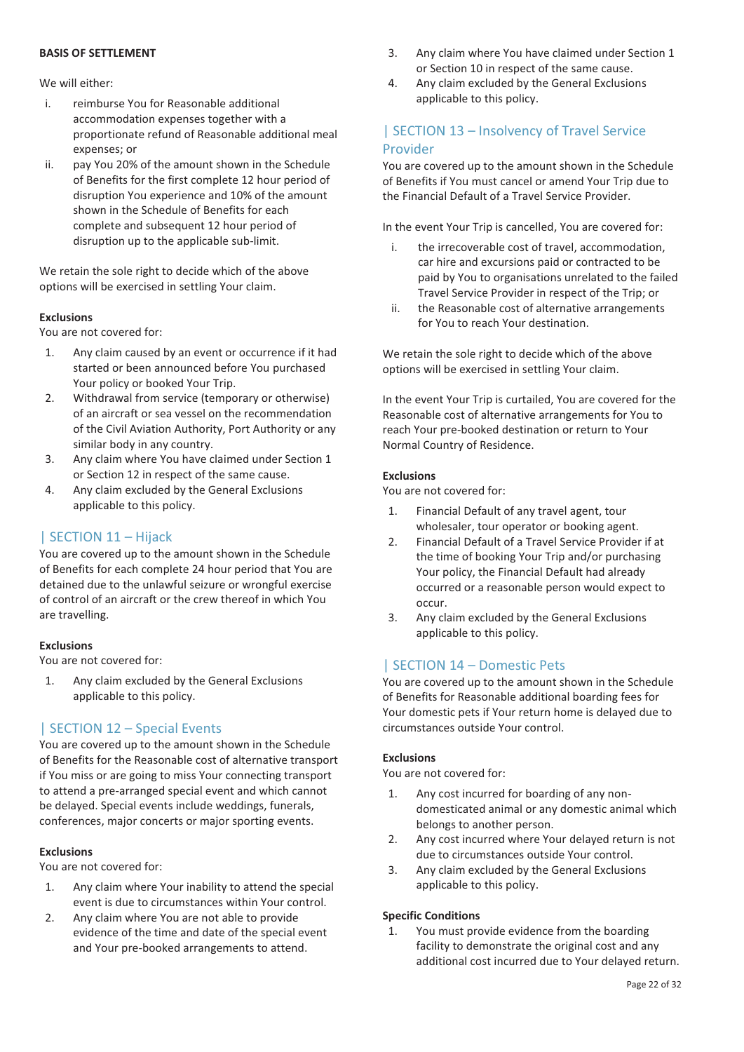**BASIS OF SETTLEMENT**

We will either:

i. reimburse You for Reasonable additional accommodation expenses together with a proportionate refund of Reasonable additional meal expenses; or
ii. pay You 20% of the amount shown in the Schedule of Benefits for the first complete 12 hour period of disruption You experience and 10% of the amount shown in the Schedule of Benefits for each complete and subsequent 12 hour period of disruption up to the applicable sub-limit.

We retain the sole right to decide which of the above options will be exercised in settling Your claim.

**Exclusions**
You are not covered for:

1. Any claim caused by an event or occurrence if it had started or been announced before You purchased Your policy or booked Your Trip.
2. Withdrawal from service (temporary or otherwise) of an aircraft or sea vessel on the recommendation of the Civil Aviation Authority, Port Authority or any similar body in any country.
3. Any claim where You have claimed under Section 1 or Section 12 in respect of the same cause.
4. Any claim excluded by the General Exclusions applicable to this policy.

## | SECTION 11 – Hijack

You are covered up to the amount shown in the Schedule of Benefits for each complete 24 hour period that You are detained due to the unlawful seizure or wrongful exercise of control of an aircraft or the crew thereof in which You are travelling.

**Exclusions**
You are not covered for:

1. Any claim excluded by the General Exclusions applicable to this policy.

## | SECTION 12 – Special Events

You are covered up to the amount shown in the Schedule of Benefits for the Reasonable cost of alternative transport if You miss or are going to miss Your connecting transport to attend a pre-arranged special event and which cannot be delayed. Special events include weddings, funerals, conferences, major concerts or major sporting events.

**Exclusions**
You are not covered for:

1. Any claim where Your inability to attend the special event is due to circumstances within Your control.
2. Any claim where You are not able to provide evidence of the time and date of the special event and Your pre-booked arrangements to attend.
3. Any claim where You have claimed under Section 1 or Section 10 in respect of the same cause.
4. Any claim excluded by the General Exclusions applicable to this policy.

## | SECTION 13 – Insolvency of Travel Service Provider

You are covered up to the amount shown in the Schedule of Benefits if You must cancel or amend Your Trip due to the Financial Default of a Travel Service Provider.

In the event Your Trip is cancelled, You are covered for:

i. the irrecoverable cost of travel, accommodation, car hire and excursions paid or contracted to be paid by You to organisations unrelated to the failed Travel Service Provider in respect of the Trip; or
ii. the Reasonable cost of alternative arrangements for You to reach Your destination.

We retain the sole right to decide which of the above options will be exercised in settling Your claim.

In the event Your Trip is curtailed, You are covered for the Reasonable cost of alternative arrangements for You to reach Your pre-booked destination or return to Your Normal Country of Residence.

**Exclusions**
You are not covered for:

1. Financial Default of any travel agent, tour wholesaler, tour operator or booking agent.
2. Financial Default of a Travel Service Provider if at the time of booking Your Trip and/or purchasing Your policy, the Financial Default had already occurred or a reasonable person would expect to occur.
3. Any claim excluded by the General Exclusions applicable to this policy.

## | SECTION 14 – Domestic Pets

You are covered up to the amount shown in the Schedule of Benefits for Reasonable additional boarding fees for Your domestic pets if Your return home is delayed due to circumstances outside Your control.

**Exclusions**
You are not covered for:

1. Any cost incurred for boarding of any non-domesticated animal or any domestic animal which belongs to another person.
2. Any cost incurred where Your delayed return is not due to circumstances outside Your control.
3. Any claim excluded by the General Exclusions applicable to this policy.

**Specific Conditions**

1. You must provide evidence from the boarding facility to demonstrate the original cost and any additional cost incurred due to Your delayed return.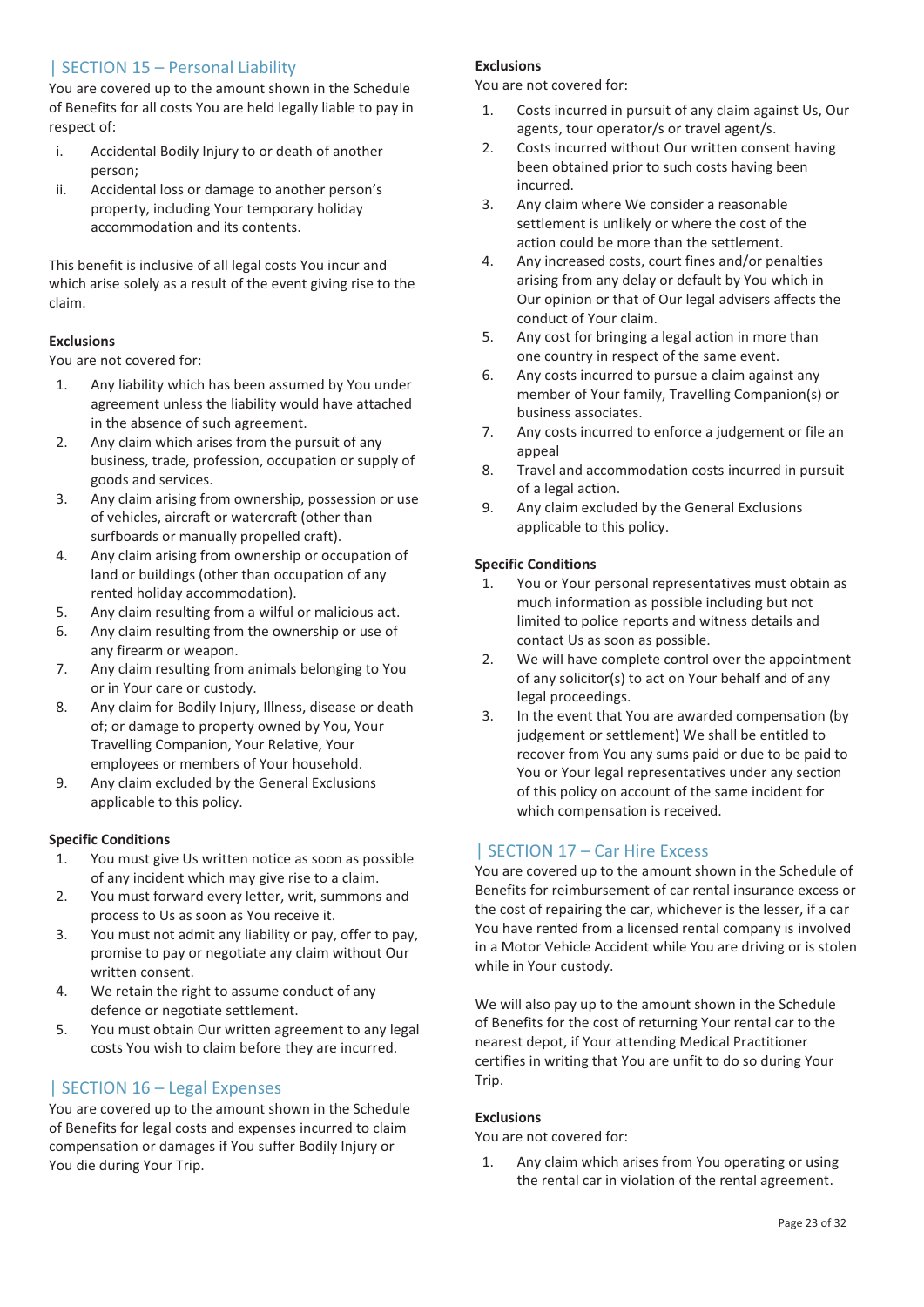## | SECTION 15 – Personal Liability

You are covered up to the amount shown in the Schedule of Benefits for all costs You are held legally liable to pay in respect of:

i. Accidental Bodily Injury to or death of another person;
ii. Accidental loss or damage to another person's property, including Your temporary holiday accommodation and its contents.

This benefit is inclusive of all legal costs You incur and which arise solely as a result of the event giving rise to the claim.

**Exclusions**

You are not covered for:

1. Any liability which has been assumed by You under agreement unless the liability would have attached in the absence of such agreement.
2. Any claim which arises from the pursuit of any business, trade, profession, occupation or supply of goods and services.
3. Any claim arising from ownership, possession or use of vehicles, aircraft or watercraft (other than surfboards or manually propelled craft).
4. Any claim arising from ownership or occupation of land or buildings (other than occupation of any rented holiday accommodation).
5. Any claim resulting from a wilful or malicious act.
6. Any claim resulting from the ownership or use of any firearm or weapon.
7. Any claim resulting from animals belonging to You or in Your care or custody.
8. Any claim for Bodily Injury, Illness, disease or death of; or damage to property owned by You, Your Travelling Companion, Your Relative, Your employees or members of Your household.
9. Any claim excluded by the General Exclusions applicable to this policy.

**Specific Conditions**

1. You must give Us written notice as soon as possible of any incident which may give rise to a claim.
2. You must forward every letter, writ, summons and process to Us as soon as You receive it.
3. You must not admit any liability or pay, offer to pay, promise to pay or negotiate any claim without Our written consent.
4. We retain the right to assume conduct of any defence or negotiate settlement.
5. You must obtain Our written agreement to any legal costs You wish to claim before they are incurred.

## | SECTION 16 – Legal Expenses

You are covered up to the amount shown in the Schedule of Benefits for legal costs and expenses incurred to claim compensation or damages if You suffer Bodily Injury or You die during Your Trip.

**Exclusions**

You are not covered for:

1. Costs incurred in pursuit of any claim against Us, Our agents, tour operator/s or travel agent/s.
2. Costs incurred without Our written consent having been obtained prior to such costs having been incurred.
3. Any claim where We consider a reasonable settlement is unlikely or where the cost of the action could be more than the settlement.
4. Any increased costs, court fines and/or penalties arising from any delay or default by You which in Our opinion or that of Our legal advisers affects the conduct of Your claim.
5. Any cost for bringing a legal action in more than one country in respect of the same event.
6. Any costs incurred to pursue a claim against any member of Your family, Travelling Companion(s) or business associates.
7. Any costs incurred to enforce a judgement or file an appeal
8. Travel and accommodation costs incurred in pursuit of a legal action.
9. Any claim excluded by the General Exclusions applicable to this policy.

**Specific Conditions**

1. You or Your personal representatives must obtain as much information as possible including but not limited to police reports and witness details and contact Us as soon as possible.
2. We will have complete control over the appointment of any solicitor(s) to act on Your behalf and of any legal proceedings.
3. In the event that You are awarded compensation (by judgement or settlement) We shall be entitled to recover from You any sums paid or due to be paid to You or Your legal representatives under any section of this policy on account of the same incident for which compensation is received.

## | SECTION 17 – Car Hire Excess

You are covered up to the amount shown in the Schedule of Benefits for reimbursement of car rental insurance excess or the cost of repairing the car, whichever is the lesser, if a car You have rented from a licensed rental company is involved in a Motor Vehicle Accident while You are driving or is stolen while in Your custody.

We will also pay up to the amount shown in the Schedule of Benefits for the cost of returning Your rental car to the nearest depot, if Your attending Medical Practitioner certifies in writing that You are unfit to do so during Your Trip.

**Exclusions**

You are not covered for:

1. Any claim which arises from You operating or using the rental car in violation of the rental agreement.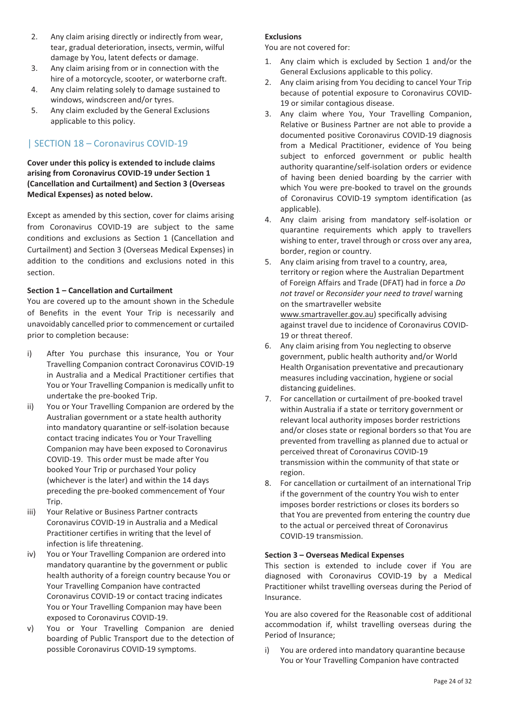2. Any claim arising directly or indirectly from wear, tear, gradual deterioration, insects, vermin, wilful damage by You, latent defects or damage.
3. Any claim arising from or in connection with the hire of a motorcycle, scooter, or waterborne craft.
4. Any claim relating solely to damage sustained to windows, windscreen and/or tyres.
5. Any claim excluded by the General Exclusions applicable to this policy.

## | SECTION 18 – Coronavirus COVID-19

**Cover under this policy is extended to include claims arising from Coronavirus COVID-19 under Section 1 (Cancellation and Curtailment) and Section 3 (Overseas Medical Expenses) as noted below.**

Except as amended by this section, cover for claims arising from Coronavirus COVID-19 are subject to the same conditions and exclusions as Section 1 (Cancellation and Curtailment) and Section 3 (Overseas Medical Expenses) in addition to the conditions and exclusions noted in this section.

**Section 1 – Cancellation and Curtailment**

You are covered up to the amount shown in the Schedule of Benefits in the event Your Trip is necessarily and unavoidably cancelled prior to commencement or curtailed prior to completion because:

i) After You purchase this insurance, You or Your Travelling Companion contract Coronavirus COVID-19 in Australia and a Medical Practitioner certifies that You or Your Travelling Companion is medically unfit to undertake the pre-booked Trip.
ii) You or Your Travelling Companion are ordered by the Australian government or a state health authority into mandatory quarantine or self-isolation because contact tracing indicates You or Your Travelling Companion may have been exposed to Coronavirus COVID-19. This order must be made after You booked Your Trip or purchased Your policy (whichever is the later) and within the 14 days preceding the pre-booked commencement of Your Trip.
iii) Your Relative or Business Partner contracts Coronavirus COVID-19 in Australia and a Medical Practitioner certifies in writing that the level of infection is life threatening.
iv) You or Your Travelling Companion are ordered into mandatory quarantine by the government or public health authority of a foreign country because You or Your Travelling Companion have contracted Coronavirus COVID-19 or contact tracing indicates You or Your Travelling Companion may have been exposed to Coronavirus COVID-19.
v) You or Your Travelling Companion are denied boarding of Public Transport due to the detection of possible Coronavirus COVID-19 symptoms.

**Exclusions**

You are not covered for:

1. Any claim which is excluded by Section 1 and/or the General Exclusions applicable to this policy.
2. Any claim arising from You deciding to cancel Your Trip because of potential exposure to Coronavirus COVID-19 or similar contagious disease.
3. Any claim where You, Your Travelling Companion, Relative or Business Partner are not able to provide a documented positive Coronavirus COVID-19 diagnosis from a Medical Practitioner, evidence of You being subject to enforced government or public health authority quarantine/self-isolation orders or evidence of having been denied boarding by the carrier with which You were pre-booked to travel on the grounds of Coronavirus COVID-19 symptom identification (as applicable).
4. Any claim arising from mandatory self-isolation or quarantine requirements which apply to travellers wishing to enter, travel through or cross over any area, border, region or country.
5. Any claim arising from travel to a country, area, territory or region where the Australian Department of Foreign Affairs and Trade (DFAT) had in force a *Do not travel* or *Reconsider your need to travel* warning on the smartraveller website www.smartraveller.gov.au) specifically advising against travel due to incidence of Coronavirus COVID-19 or threat thereof.
6. Any claim arising from You neglecting to observe government, public health authority and/or World Health Organisation preventative and precautionary measures including vaccination, hygiene or social distancing guidelines.
7. For cancellation or curtailment of pre-booked travel within Australia if a state or territory government or relevant local authority imposes border restrictions and/or closes state or regional borders so that You are prevented from travelling as planned due to actual or perceived threat of Coronavirus COVID-19 transmission within the community of that state or region.
8. For cancellation or curtailment of an international Trip if the government of the country You wish to enter imposes border restrictions or closes its borders so that You are prevented from entering the country due to the actual or perceived threat of Coronavirus COVID-19 transmission.

**Section 3 – Overseas Medical Expenses**

This section is extended to include cover if You are diagnosed with Coronavirus COVID-19 by a Medical Practitioner whilst travelling overseas during the Period of Insurance.

You are also covered for the Reasonable cost of additional accommodation if, whilst travelling overseas during the Period of Insurance;

i) You are ordered into mandatory quarantine because You or Your Travelling Companion have contracted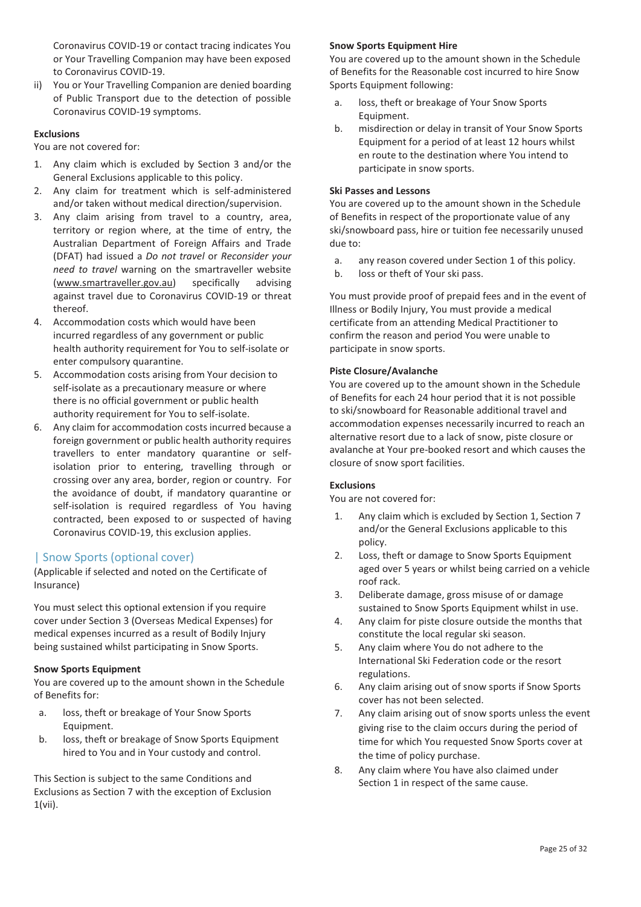Coronavirus COVID-19 or contact tracing indicates You or Your Travelling Companion may have been exposed to Coronavirus COVID-19.

ii) You or Your Travelling Companion are denied boarding of Public Transport due to the detection of possible Coronavirus COVID-19 symptoms.

**Exclusions**

You are not covered for:

1. Any claim which is excluded by Section 3 and/or the General Exclusions applicable to this policy.
2. Any claim for treatment which is self-administered and/or taken without medical direction/supervision.
3. Any claim arising from travel to a country, area, territory or region where, at the time of entry, the Australian Department of Foreign Affairs and Trade (DFAT) had issued a *Do not travel* or *Reconsider your need to travel* warning on the smartraveller website (www.smartraveller.gov.au) specifically advising against travel due to Coronavirus COVID-19 or threat thereof.
4. Accommodation costs which would have been incurred regardless of any government or public health authority requirement for You to self-isolate or enter compulsory quarantine.
5. Accommodation costs arising from Your decision to self-isolate as a precautionary measure or where there is no official government or public health authority requirement for You to self-isolate.
6. Any claim for accommodation costs incurred because a foreign government or public health authority requires travellers to enter mandatory quarantine or self-isolation prior to entering, travelling through or crossing over any area, border, region or country. For the avoidance of doubt, if mandatory quarantine or self-isolation is required regardless of You having contracted, been exposed to or suspected of having Coronavirus COVID-19, this exclusion applies.

## | Snow Sports (optional cover)

(Applicable if selected and noted on the Certificate of Insurance)

You must select this optional extension if you require cover under Section 3 (Overseas Medical Expenses) for medical expenses incurred as a result of Bodily Injury being sustained whilst participating in Snow Sports.

**Snow Sports Equipment**

You are covered up to the amount shown in the Schedule of Benefits for:

a. loss, theft or breakage of Your Snow Sports Equipment.
b. loss, theft or breakage of Snow Sports Equipment hired to You and in Your custody and control.

This Section is subject to the same Conditions and Exclusions as Section 7 with the exception of Exclusion 1(vii).

**Snow Sports Equipment Hire**

You are covered up to the amount shown in the Schedule of Benefits for the Reasonable cost incurred to hire Snow Sports Equipment following:

a. loss, theft or breakage of Your Snow Sports Equipment.
b. misdirection or delay in transit of Your Snow Sports Equipment for a period of at least 12 hours whilst en route to the destination where You intend to participate in snow sports.

**Ski Passes and Lessons**

You are covered up to the amount shown in the Schedule of Benefits in respect of the proportionate value of any ski/snowboard pass, hire or tuition fee necessarily unused due to:

a. any reason covered under Section 1 of this policy.
b. loss or theft of Your ski pass.

You must provide proof of prepaid fees and in the event of Illness or Bodily Injury, You must provide a medical certificate from an attending Medical Practitioner to confirm the reason and period You were unable to participate in snow sports.

**Piste Closure/Avalanche**

You are covered up to the amount shown in the Schedule of Benefits for each 24 hour period that it is not possible to ski/snowboard for Reasonable additional travel and accommodation expenses necessarily incurred to reach an alternative resort due to a lack of snow, piste closure or avalanche at Your pre-booked resort and which causes the closure of snow sport facilities.

**Exclusions**

You are not covered for:

1. Any claim which is excluded by Section 1, Section 7 and/or the General Exclusions applicable to this policy.
2. Loss, theft or damage to Snow Sports Equipment aged over 5 years or whilst being carried on a vehicle roof rack.
3. Deliberate damage, gross misuse of or damage sustained to Snow Sports Equipment whilst in use.
4. Any claim for piste closure outside the months that constitute the local regular ski season.
5. Any claim where You do not adhere to the International Ski Federation code or the resort regulations.
6. Any claim arising out of snow sports if Snow Sports cover has not been selected.
7. Any claim arising out of snow sports unless the event giving rise to the claim occurs during the period of time for which You requested Snow Sports cover at the time of policy purchase.
8. Any claim where You have also claimed under Section 1 in respect of the same cause.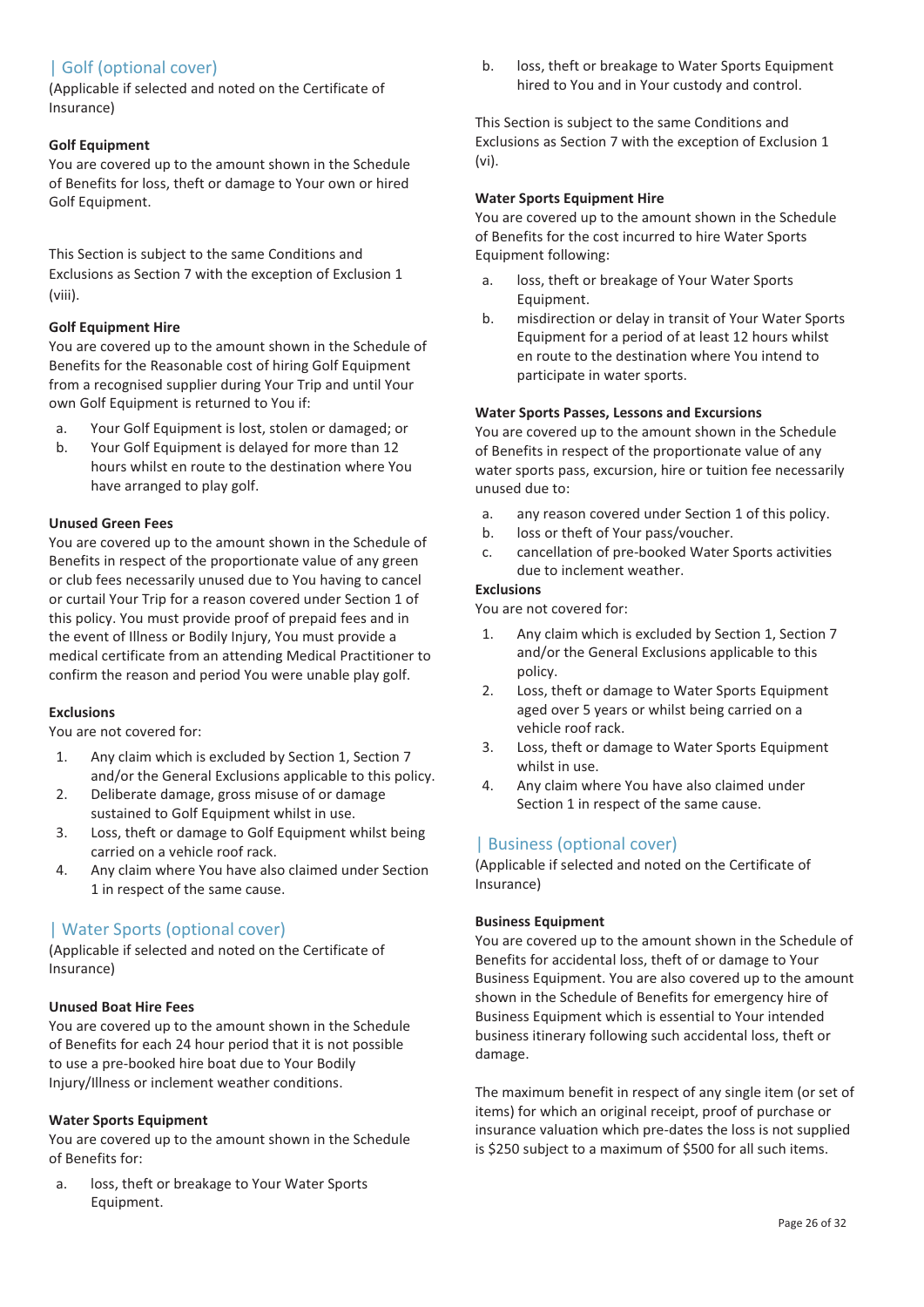## | Golf (optional cover)

(Applicable if selected and noted on the Certificate of Insurance)

**Golf Equipment**

You are covered up to the amount shown in the Schedule of Benefits for loss, theft or damage to Your own or hired Golf Equipment.

This Section is subject to the same Conditions and Exclusions as Section 7 with the exception of Exclusion 1 (viii).

**Golf Equipment Hire**

You are covered up to the amount shown in the Schedule of Benefits for the Reasonable cost of hiring Golf Equipment from a recognised supplier during Your Trip and until Your own Golf Equipment is returned to You if:

a. Your Golf Equipment is lost, stolen or damaged; or
b. Your Golf Equipment is delayed for more than 12 hours whilst en route to the destination where You have arranged to play golf.

**Unused Green Fees**

You are covered up to the amount shown in the Schedule of Benefits in respect of the proportionate value of any green or club fees necessarily unused due to You having to cancel or curtail Your Trip for a reason covered under Section 1 of this policy. You must provide proof of prepaid fees and in the event of Illness or Bodily Injury, You must provide a medical certificate from an attending Medical Practitioner to confirm the reason and period You were unable play golf.

**Exclusions**

You are not covered for:

1. Any claim which is excluded by Section 1, Section 7 and/or the General Exclusions applicable to this policy.
2. Deliberate damage, gross misuse of or damage sustained to Golf Equipment whilst in use.
3. Loss, theft or damage to Golf Equipment whilst being carried on a vehicle roof rack.
4. Any claim where You have also claimed under Section 1 in respect of the same cause.

## | Water Sports (optional cover)

(Applicable if selected and noted on the Certificate of Insurance)

**Unused Boat Hire Fees**

You are covered up to the amount shown in the Schedule of Benefits for each 24 hour period that it is not possible to use a pre-booked hire boat due to Your Bodily Injury/Illness or inclement weather conditions.

**Water Sports Equipment**

You are covered up to the amount shown in the Schedule of Benefits for:

a. loss, theft or breakage to Your Water Sports Equipment.
b. loss, theft or breakage to Water Sports Equipment hired to You and in Your custody and control.

This Section is subject to the same Conditions and Exclusions as Section 7 with the exception of Exclusion 1 (vi).

**Water Sports Equipment Hire**

You are covered up to the amount shown in the Schedule of Benefits for the cost incurred to hire Water Sports Equipment following:

a. loss, theft or breakage of Your Water Sports Equipment.
b. misdirection or delay in transit of Your Water Sports Equipment for a period of at least 12 hours whilst en route to the destination where You intend to participate in water sports.

**Water Sports Passes, Lessons and Excursions**

You are covered up to the amount shown in the Schedule of Benefits in respect of the proportionate value of any water sports pass, excursion, hire or tuition fee necessarily unused due to:

a. any reason covered under Section 1 of this policy.
b. loss or theft of Your pass/voucher.
c. cancellation of pre-booked Water Sports activities due to inclement weather.

**Exclusions**

You are not covered for:

1. Any claim which is excluded by Section 1, Section 7 and/or the General Exclusions applicable to this policy.
2. Loss, theft or damage to Water Sports Equipment aged over 5 years or whilst being carried on a vehicle roof rack.
3. Loss, theft or damage to Water Sports Equipment whilst in use.
4. Any claim where You have also claimed under Section 1 in respect of the same cause.

## | Business (optional cover)

(Applicable if selected and noted on the Certificate of Insurance)

**Business Equipment**

You are covered up to the amount shown in the Schedule of Benefits for accidental loss, theft of or damage to Your Business Equipment. You are also covered up to the amount shown in the Schedule of Benefits for emergency hire of Business Equipment which is essential to Your intended business itinerary following such accidental loss, theft or damage.

The maximum benefit in respect of any single item (or set of items) for which an original receipt, proof of purchase or insurance valuation which pre-dates the loss is not supplied is $250 subject to a maximum of $500 for all such items.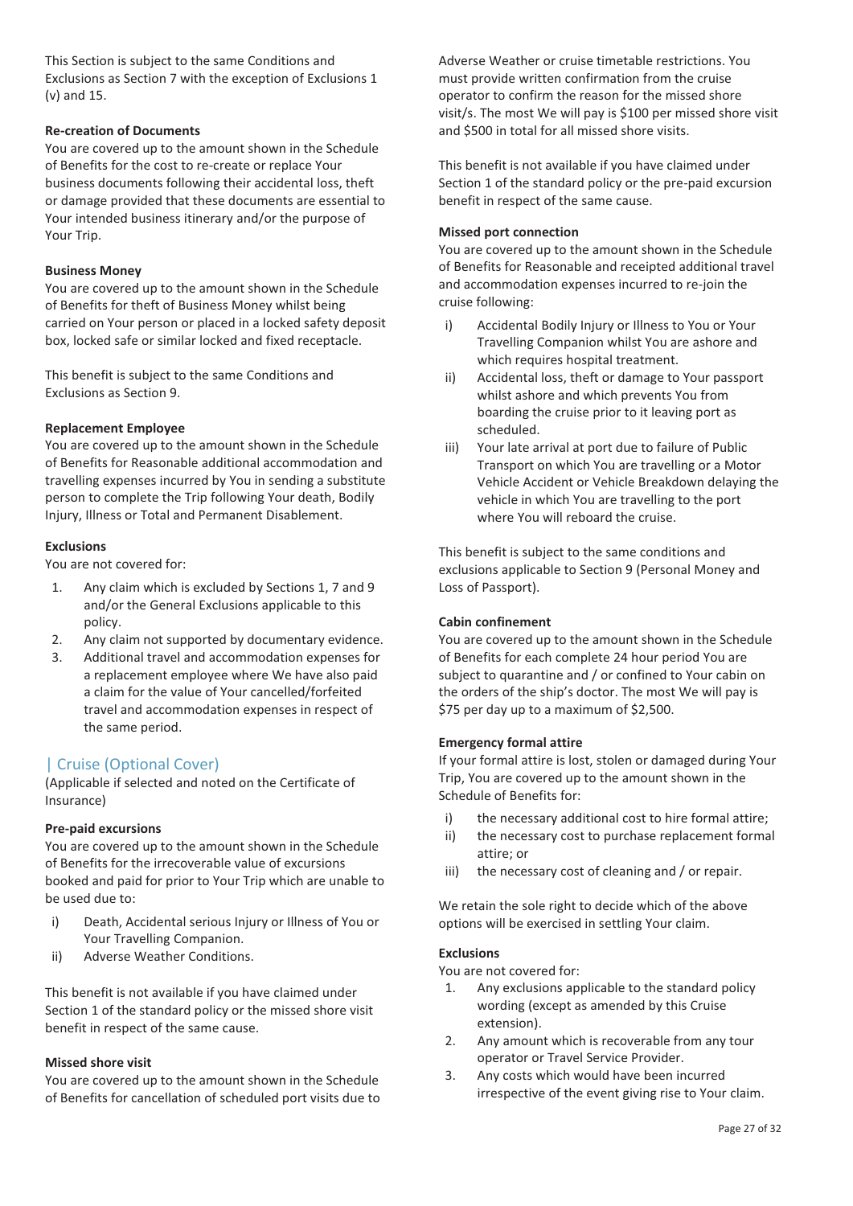This Section is subject to the same Conditions and Exclusions as Section 7 with the exception of Exclusions 1 (v) and 15.

**Re-creation of Documents**
You are covered up to the amount shown in the Schedule of Benefits for the cost to re-create or replace Your business documents following their accidental loss, theft or damage provided that these documents are essential to Your intended business itinerary and/or the purpose of Your Trip.

**Business Money**
You are covered up to the amount shown in the Schedule of Benefits for theft of Business Money whilst being carried on Your person or placed in a locked safety deposit box, locked safe or similar locked and fixed receptacle.

This benefit is subject to the same Conditions and Exclusions as Section 9.

**Replacement Employee**
You are covered up to the amount shown in the Schedule of Benefits for Reasonable additional accommodation and travelling expenses incurred by You in sending a substitute person to complete the Trip following Your death, Bodily Injury, Illness or Total and Permanent Disablement.

**Exclusions**
You are not covered for:

1. Any claim which is excluded by Sections 1, 7 and 9 and/or the General Exclusions applicable to this policy.
2. Any claim not supported by documentary evidence.
3. Additional travel and accommodation expenses for a replacement employee where We have also paid a claim for the value of Your cancelled/forfeited travel and accommodation expenses in respect of the same period.

## | Cruise (Optional Cover)

(Applicable if selected and noted on the Certificate of Insurance)

**Pre-paid excursions**
You are covered up to the amount shown in the Schedule of Benefits for the irrecoverable value of excursions booked and paid for prior to Your Trip which are unable to be used due to:

- i) Death, Accidental serious Injury or Illness of You or Your Travelling Companion.
- ii) Adverse Weather Conditions.

This benefit is not available if you have claimed under Section 1 of the standard policy or the missed shore visit benefit in respect of the same cause.

**Missed shore visit**
You are covered up to the amount shown in the Schedule of Benefits for cancellation of scheduled port visits due to Adverse Weather or cruise timetable restrictions. You must provide written confirmation from the cruise operator to confirm the reason for the missed shore visit/s. The most We will pay is $100 per missed shore visit and $500 in total for all missed shore visits.

This benefit is not available if you have claimed under Section 1 of the standard policy or the pre-paid excursion benefit in respect of the same cause.

**Missed port connection**
You are covered up to the amount shown in the Schedule of Benefits for Reasonable and receipted additional travel and accommodation expenses incurred to re-join the cruise following:

- i) Accidental Bodily Injury or Illness to You or Your Travelling Companion whilst You are ashore and which requires hospital treatment.
- ii) Accidental loss, theft or damage to Your passport whilst ashore and which prevents You from boarding the cruise prior to it leaving port as scheduled.
- iii) Your late arrival at port due to failure of Public Transport on which You are travelling or a Motor Vehicle Accident or Vehicle Breakdown delaying the vehicle in which You are travelling to the port where You will reboard the cruise.

This benefit is subject to the same conditions and exclusions applicable to Section 9 (Personal Money and Loss of Passport).

**Cabin confinement**
You are covered up to the amount shown in the Schedule of Benefits for each complete 24 hour period You are subject to quarantine and / or confined to Your cabin on the orders of the ship's doctor. The most We will pay is $75 per day up to a maximum of $2,500.

**Emergency formal attire**
If your formal attire is lost, stolen or damaged during Your Trip, You are covered up to the amount shown in the Schedule of Benefits for:

- i) the necessary additional cost to hire formal attire;
- ii) the necessary cost to purchase replacement formal attire; or
- iii) the necessary cost of cleaning and / or repair.

We retain the sole right to decide which of the above options will be exercised in settling Your claim.

**Exclusions**
You are not covered for:

1. Any exclusions applicable to the standard policy wording (except as amended by this Cruise extension).
2. Any amount which is recoverable from any tour operator or Travel Service Provider.
3. Any costs which would have been incurred irrespective of the event giving rise to Your claim.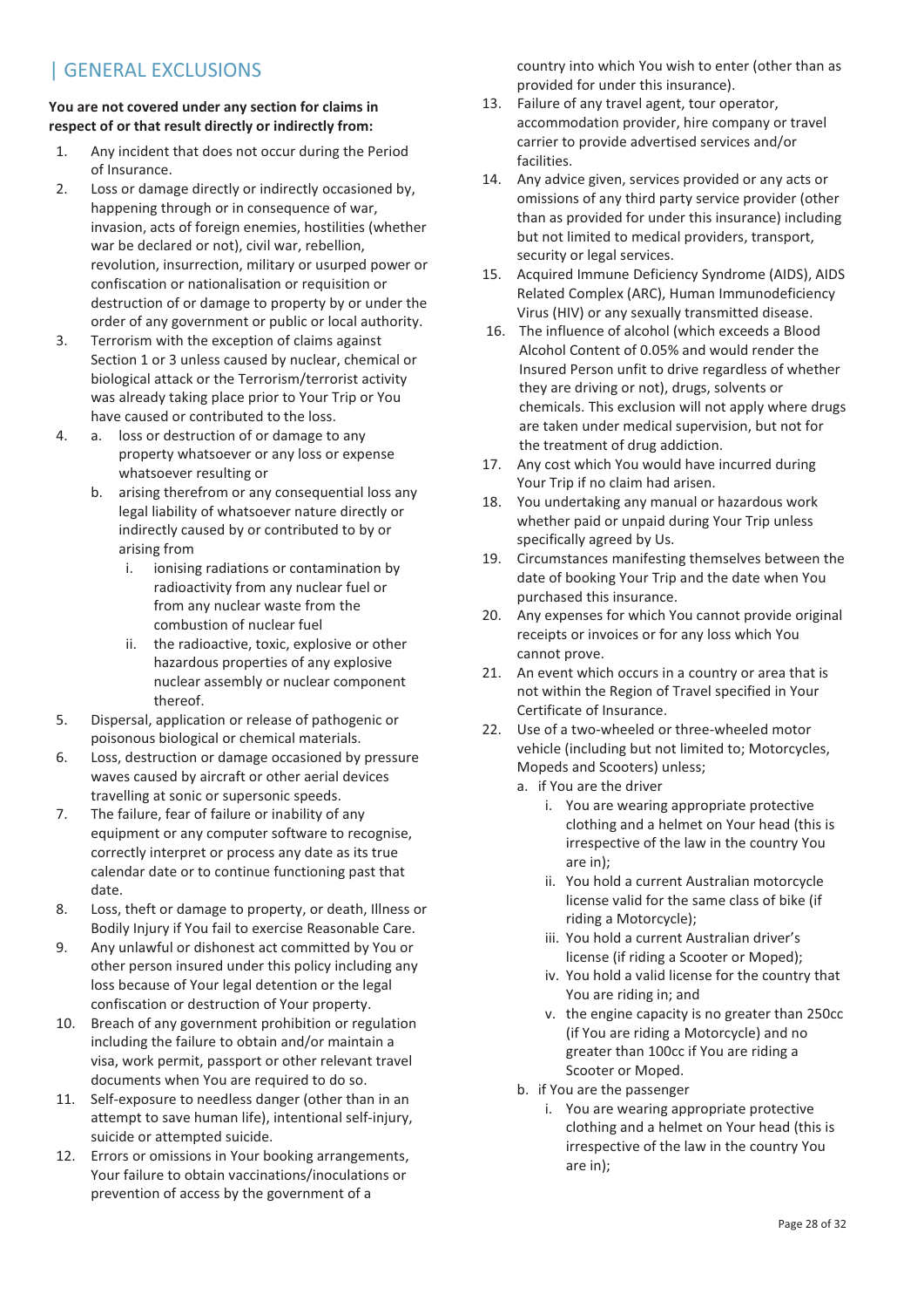## | GENERAL EXCLUSIONS

**You are not covered under any section for claims in respect of or that result directly or indirectly from:**

1. Any incident that does not occur during the Period of Insurance.
2. Loss or damage directly or indirectly occasioned by, happening through or in consequence of war, invasion, acts of foreign enemies, hostilities (whether war be declared or not), civil war, rebellion, revolution, insurrection, military or usurped power or confiscation or nationalisation or requisition or destruction of or damage to property by or under the order of any government or public or local authority.
3. Terrorism with the exception of claims against Section 1 or 3 unless caused by nuclear, chemical or biological attack or the Terrorism/terrorist activity was already taking place prior to Your Trip or You have caused or contributed to the loss.
4. a. loss or destruction of or damage to any property whatsoever or any loss or expense whatsoever resulting or
   b. arising therefrom or any consequential loss any legal liability of whatsoever nature directly or indirectly caused by or contributed to by or arising from
      i. ionising radiations or contamination by radioactivity from any nuclear fuel or from any nuclear waste from the combustion of nuclear fuel
      ii. the radioactive, toxic, explosive or other hazardous properties of any explosive nuclear assembly or nuclear component thereof.
5. Dispersal, application or release of pathogenic or poisonous biological or chemical materials.
6. Loss, destruction or damage occasioned by pressure waves caused by aircraft or other aerial devices travelling at sonic or supersonic speeds.
7. The failure, fear of failure or inability of any equipment or any computer software to recognise, correctly interpret or process any date as its true calendar date or to continue functioning past that date.
8. Loss, theft or damage to property, or death, Illness or Bodily Injury if You fail to exercise Reasonable Care.
9. Any unlawful or dishonest act committed by You or other person insured under this policy including any loss because of Your legal detention or the legal confiscation or destruction of Your property.
10. Breach of any government prohibition or regulation including the failure to obtain and/or maintain a visa, work permit, passport or other relevant travel documents when You are required to do so.
11. Self-exposure to needless danger (other than in an attempt to save human life), intentional self-injury, suicide or attempted suicide.
12. Errors or omissions in Your booking arrangements, Your failure to obtain vaccinations/inoculations or prevention of access by the government of a country into which You wish to enter (other than as provided for under this insurance).
13. Failure of any travel agent, tour operator, accommodation provider, hire company or travel carrier to provide advertised services and/or facilities.
14. Any advice given, services provided or any acts or omissions of any third party service provider (other than as provided for under this insurance) including but not limited to medical providers, transport, security or legal services.
15. Acquired Immune Deficiency Syndrome (AIDS), AIDS Related Complex (ARC), Human Immunodeficiency Virus (HIV) or any sexually transmitted disease.
16. The influence of alcohol (which exceeds a Blood Alcohol Content of 0.05% and would render the Insured Person unfit to drive regardless of whether they are driving or not), drugs, solvents or chemicals. This exclusion will not apply where drugs are taken under medical supervision, but not for the treatment of drug addiction.
17. Any cost which You would have incurred during Your Trip if no claim had arisen.
18. You undertaking any manual or hazardous work whether paid or unpaid during Your Trip unless specifically agreed by Us.
19. Circumstances manifesting themselves between the date of booking Your Trip and the date when You purchased this insurance.
20. Any expenses for which You cannot provide original receipts or invoices or for any loss which You cannot prove.
21. An event which occurs in a country or area that is not within the Region of Travel specified in Your Certificate of Insurance.
22. Use of a two-wheeled or three-wheeled motor vehicle (including but not limited to; Motorcycles, Mopeds and Scooters) unless;
    a. if You are the driver
       i. You are wearing appropriate protective clothing and a helmet on Your head (this is irrespective of the law in the country You are in);
       ii. You hold a current Australian motorcycle license valid for the same class of bike (if riding a Motorcycle);
       iii. You hold a current Australian driver's license (if riding a Scooter or Moped);
       iv. You hold a valid license for the country that You are riding in; and
       v. the engine capacity is no greater than 250cc (if You are riding a Motorcycle) and no greater than 100cc if You are riding a Scooter or Moped.
    b. if You are the passenger
       i. You are wearing appropriate protective clothing and a helmet on Your head (this is irrespective of the law in the country You are in);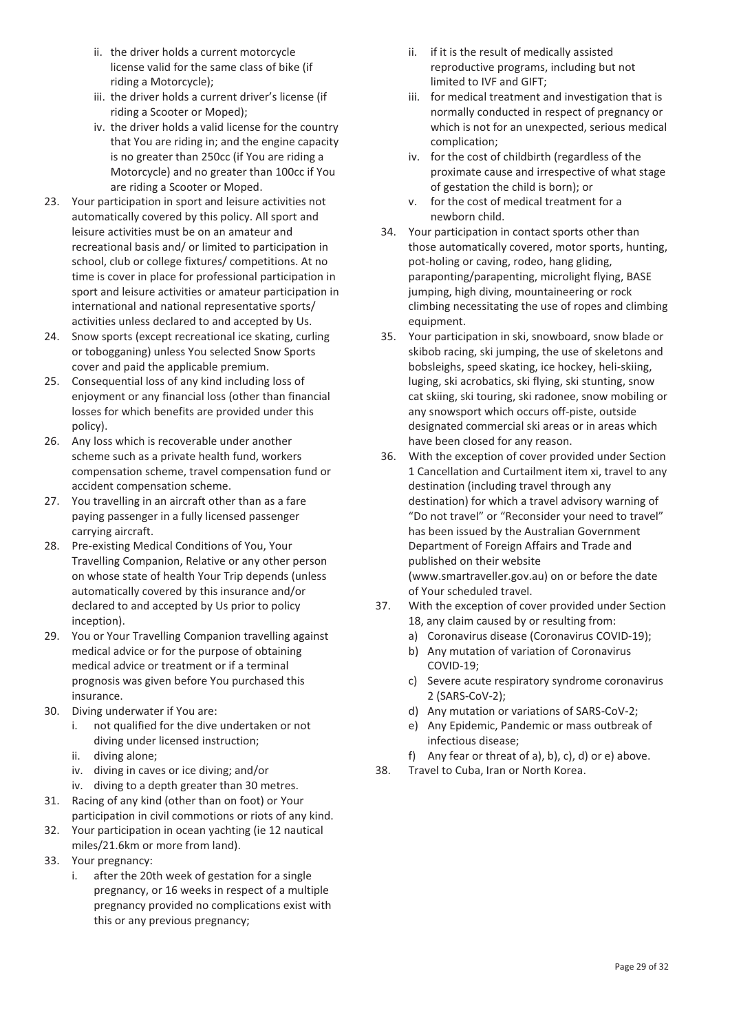ii. the driver holds a current motorcycle license valid for the same class of bike (if riding a Motorcycle);
   iii. the driver holds a current driver's license (if riding a Scooter or Moped);
   iv. the driver holds a valid license for the country that You are riding in; and the engine capacity is no greater than 250cc (if You are riding a Motorcycle) and no greater than 100cc if You are riding a Scooter or Moped.

23. Your participation in sport and leisure activities not automatically covered by this policy. All sport and leisure activities must be on an amateur and recreational basis and/ or limited to participation in school, club or college fixtures/ competitions. At no time is cover in place for professional participation in sport and leisure activities or amateur participation in international and national representative sports/ activities unless declared to and accepted by Us.
24. Snow sports (except recreational ice skating, curling or tobogganing) unless You selected Snow Sports cover and paid the applicable premium.
25. Consequential loss of any kind including loss of enjoyment or any financial loss (other than financial losses for which benefits are provided under this policy).
26. Any loss which is recoverable under another scheme such as a private health fund, workers compensation scheme, travel compensation fund or accident compensation scheme.
27. You travelling in an aircraft other than as a fare paying passenger in a fully licensed passenger carrying aircraft.
28. Pre-existing Medical Conditions of You, Your Travelling Companion, Relative or any other person on whose state of health Your Trip depends (unless automatically covered by this insurance and/or declared to and accepted by Us prior to policy inception).
29. You or Your Travelling Companion travelling against medical advice or for the purpose of obtaining medical advice or treatment or if a terminal prognosis was given before You purchased this insurance.
30. Diving underwater if You are:
   i. not qualified for the dive undertaken or not diving under licensed instruction;
   ii. diving alone;
   iv. diving in caves or ice diving; and/or
   iv. diving to a depth greater than 30 metres.
31. Racing of any kind (other than on foot) or Your participation in civil commotions or riots of any kind.
32. Your participation in ocean yachting (ie 12 nautical miles/21.6km or more from land).
33. Your pregnancy:
   i. after the 20th week of gestation for a single pregnancy, or 16 weeks in respect of a multiple pregnancy provided no complications exist with this or any previous pregnancy;
   ii. if it is the result of medically assisted reproductive programs, including but not limited to IVF and GIFT;
   iii. for medical treatment and investigation that is normally conducted in respect of pregnancy or which is not for an unexpected, serious medical complication;
   iv. for the cost of childbirth (regardless of the proximate cause and irrespective of what stage of gestation the child is born); or
   v. for the cost of medical treatment for a newborn child.
34. Your participation in contact sports other than those automatically covered, motor sports, hunting, pot-holing or caving, rodeo, hang gliding, paraponting/parapenting, microlight flying, BASE jumping, high diving, mountaineering or rock climbing necessitating the use of ropes and climbing equipment.
35. Your participation in ski, snowboard, snow blade or skibob racing, ski jumping, the use of skeletons and bobsleighs, speed skating, ice hockey, heli-skiing, luging, ski acrobatics, ski flying, ski stunting, snow cat skiing, ski touring, ski radonee, snow mobiling or any snowsport which occurs off-piste, outside designated commercial ski areas or in areas which have been closed for any reason.
36. With the exception of cover provided under Section 1 Cancellation and Curtailment item xi, travel to any destination (including travel through any destination) for which a travel advisory warning of "Do not travel" or "Reconsider your need to travel" has been issued by the Australian Government Department of Foreign Affairs and Trade and published on their website (www.smartraveller.gov.au) on or before the date of Your scheduled travel.
37. With the exception of cover provided under Section 18, any claim caused by or resulting from:
   a) Coronavirus disease (Coronavirus COVID-19);
   b) Any mutation of variation of Coronavirus COVID-19;
   c) Severe acute respiratory syndrome coronavirus 2 (SARS-CoV-2);
   d) Any mutation or variations of SARS-CoV-2;
   e) Any Epidemic, Pandemic or mass outbreak of infectious disease;
   f) Any fear or threat of a), b), c), d) or e) above.
38. Travel to Cuba, Iran or North Korea.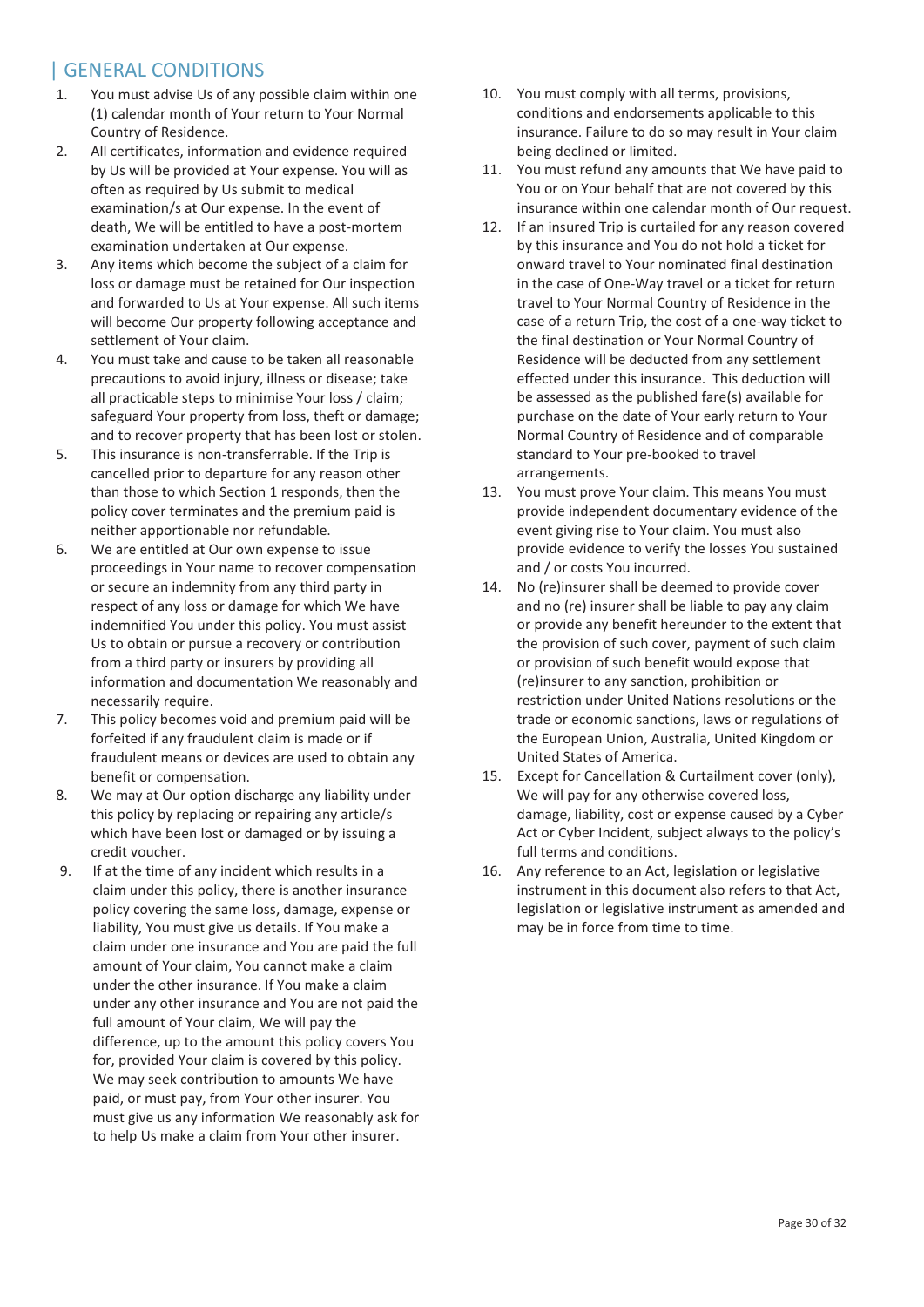## | GENERAL CONDITIONS

1. You must advise Us of any possible claim within one (1) calendar month of Your return to Your Normal Country of Residence.
2. All certificates, information and evidence required by Us will be provided at Your expense. You will as often as required by Us submit to medical examination/s at Our expense. In the event of death, We will be entitled to have a post-mortem examination undertaken at Our expense.
3. Any items which become the subject of a claim for loss or damage must be retained for Our inspection and forwarded to Us at Your expense. All such items will become Our property following acceptance and settlement of Your claim.
4. You must take and cause to be taken all reasonable precautions to avoid injury, illness or disease; take all practicable steps to minimise Your loss / claim; safeguard Your property from loss, theft or damage; and to recover property that has been lost or stolen.
5. This insurance is non-transferrable. If the Trip is cancelled prior to departure for any reason other than those to which Section 1 responds, then the policy cover terminates and the premium paid is neither apportionable nor refundable.
6. We are entitled at Our own expense to issue proceedings in Your name to recover compensation or secure an indemnity from any third party in respect of any loss or damage for which We have indemnified You under this policy. You must assist Us to obtain or pursue a recovery or contribution from a third party or insurers by providing all information and documentation We reasonably and necessarily require.
7. This policy becomes void and premium paid will be forfeited if any fraudulent claim is made or if fraudulent means or devices are used to obtain any benefit or compensation.
8. We may at Our option discharge any liability under this policy by replacing or repairing any article/s which have been lost or damaged or by issuing a credit voucher.
9. If at the time of any incident which results in a claim under this policy, there is another insurance policy covering the same loss, damage, expense or liability, You must give us details. If You make a claim under one insurance and You are paid the full amount of Your claim, You cannot make a claim under the other insurance. If You make a claim under any other insurance and You are not paid the full amount of Your claim, We will pay the difference, up to the amount this policy covers You for, provided Your claim is covered by this policy. We may seek contribution to amounts We have paid, or must pay, from Your other insurer. You must give us any information We reasonably ask for to help Us make a claim from Your other insurer.
10. You must comply with all terms, provisions, conditions and endorsements applicable to this insurance. Failure to do so may result in Your claim being declined or limited.
11. You must refund any amounts that We have paid to You or on Your behalf that are not covered by this insurance within one calendar month of Our request.
12. If an insured Trip is curtailed for any reason covered by this insurance and You do not hold a ticket for onward travel to Your nominated final destination in the case of One-Way travel or a ticket for return travel to Your Normal Country of Residence in the case of a return Trip, the cost of a one-way ticket to the final destination or Your Normal Country of Residence will be deducted from any settlement effected under this insurance. This deduction will be assessed as the published fare(s) available for purchase on the date of Your early return to Your Normal Country of Residence and of comparable standard to Your pre-booked to travel arrangements.
13. You must prove Your claim. This means You must provide independent documentary evidence of the event giving rise to Your claim. You must also provide evidence to verify the losses You sustained and / or costs You incurred.
14. No (re)insurer shall be deemed to provide cover and no (re) insurer shall be liable to pay any claim or provide any benefit hereunder to the extent that the provision of such cover, payment of such claim or provision of such benefit would expose that (re)insurer to any sanction, prohibition or restriction under United Nations resolutions or the trade or economic sanctions, laws or regulations of the European Union, Australia, United Kingdom or United States of America.
15. Except for Cancellation & Curtailment cover (only), We will pay for any otherwise covered loss, damage, liability, cost or expense caused by a Cyber Act or Cyber Incident, subject always to the policy's full terms and conditions.
16. Any reference to an Act, legislation or legislative instrument in this document also refers to that Act, legislation or legislative instrument as amended and may be in force from time to time.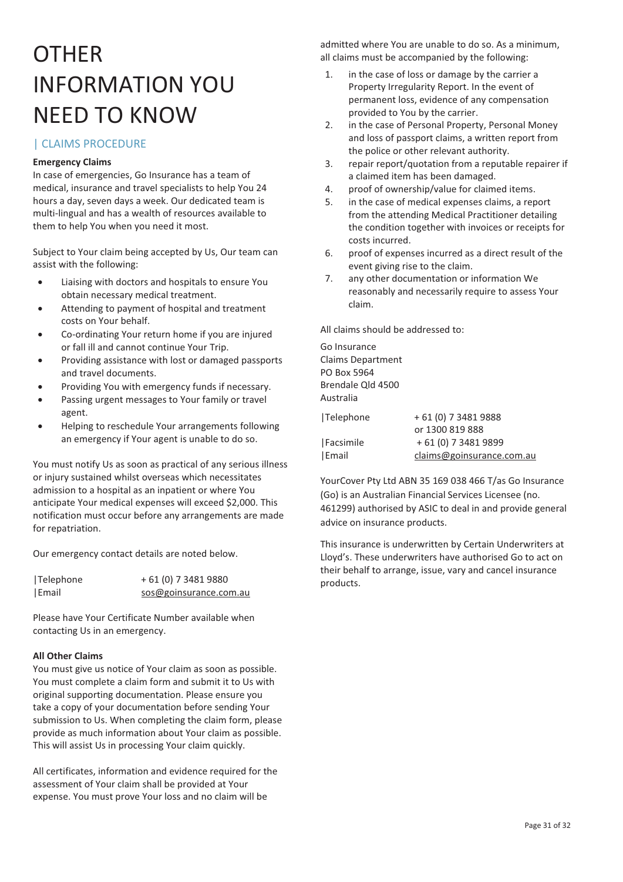# OTHER INFORMATION YOU NEED TO KNOW

## | CLAIMS PROCEDURE

**Emergency Claims**

In case of emergencies, Go Insurance has a team of medical, insurance and travel specialists to help You 24 hours a day, seven days a week. Our dedicated team is multi-lingual and has a wealth of resources available to them to help You when you need it most.

Subject to Your claim being accepted by Us, Our team can assist with the following:

- Liaising with doctors and hospitals to ensure You obtain necessary medical treatment.
- Attending to payment of hospital and treatment costs on Your behalf.
- Co-ordinating Your return home if you are injured or fall ill and cannot continue Your Trip.
- Providing assistance with lost or damaged passports and travel documents.
- Providing You with emergency funds if necessary.
- Passing urgent messages to Your family or travel agent.
- Helping to reschedule Your arrangements following an emergency if Your agent is unable to do so.

You must notify Us as soon as practical of any serious illness or injury sustained whilst overseas which necessitates admission to a hospital as an inpatient or where You anticipate Your medical expenses will exceed $2,000. This notification must occur before any arrangements are made for repatriation.

Our emergency contact details are noted below.

| | |
|---|---|
| \|Telephone | + 61 (0) 7 3481 9880 |
| \|Email | sos@goinsurance.com.au |

Please have Your Certificate Number available when contacting Us in an emergency.

**All Other Claims**

You must give us notice of Your claim as soon as possible. You must complete a claim form and submit it to Us with original supporting documentation. Please ensure you take a copy of your documentation before sending Your submission to Us. When completing the claim form, please provide as much information about Your claim as possible. This will assist Us in processing Your claim quickly.

All certificates, information and evidence required for the assessment of Your claim shall be provided at Your expense. You must prove Your loss and no claim will be admitted where You are unable to do so. As a minimum, all claims must be accompanied by the following:

1. in the case of loss or damage by the carrier a Property Irregularity Report. In the event of permanent loss, evidence of any compensation provided to You by the carrier.
2. in the case of Personal Property, Personal Money and loss of passport claims, a written report from the police or other relevant authority.
3. repair report/quotation from a reputable repairer if a claimed item has been damaged.
4. proof of ownership/value for claimed items.
5. in the case of medical expenses claims, a report from the attending Medical Practitioner detailing the condition together with invoices or receipts for costs incurred.
6. proof of expenses incurred as a direct result of the event giving rise to the claim.
7. any other documentation or information We reasonably and necessarily require to assess Your claim.

All claims should be addressed to:

Go Insurance
Claims Department
PO Box 5964
Brendale Qld 4500
Australia

| | |
|---|---|
| \|Telephone | + 61 (0) 7 3481 9888<br>or 1300 819 888 |
| \|Facsimile | + 61 (0) 7 3481 9899 |
| \|Email | claims@goinsurance.com.au |

YourCover Pty Ltd ABN 35 169 038 466 T/as Go Insurance (Go) is an Australian Financial Services Licensee (no. 461299) authorised by ASIC to deal in and provide general advice on insurance products.

This insurance is underwritten by Certain Underwriters at Lloyd's. These underwriters have authorised Go to act on their behalf to arrange, issue, vary and cancel insurance products.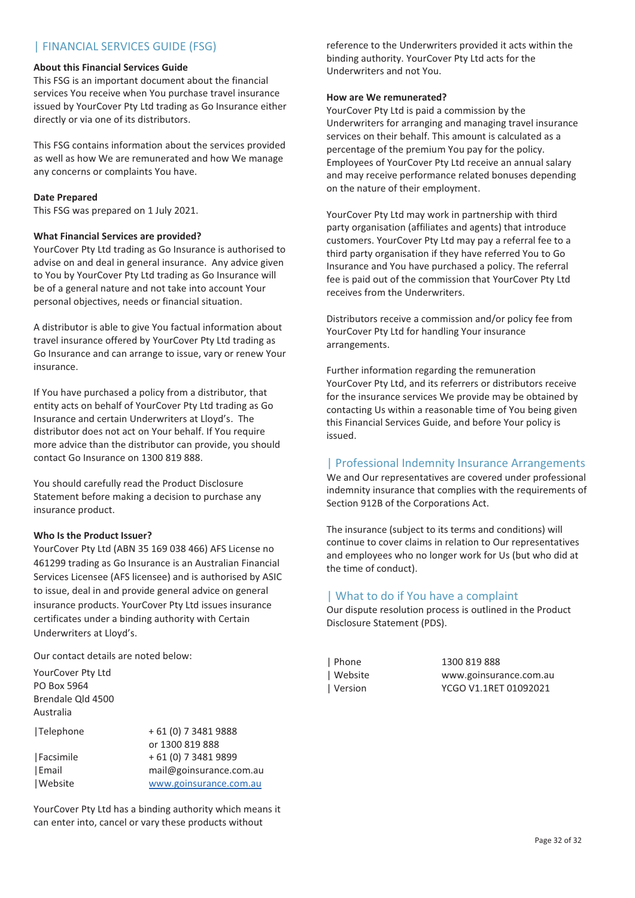## | FINANCIAL SERVICES GUIDE (FSG)

**About this Financial Services Guide**

This FSG is an important document about the financial services You receive when You purchase travel insurance issued by YourCover Pty Ltd trading as Go Insurance either directly or via one of its distributors.

This FSG contains information about the services provided as well as how We are remunerated and how We manage any concerns or complaints You have.

**Date Prepared**

This FSG was prepared on 1 July 2021.

**What Financial Services are provided?**

YourCover Pty Ltd trading as Go Insurance is authorised to advise on and deal in general insurance. Any advice given to You by YourCover Pty Ltd trading as Go Insurance will be of a general nature and not take into account Your personal objectives, needs or financial situation.

A distributor is able to give You factual information about travel insurance offered by YourCover Pty Ltd trading as Go Insurance and can arrange to issue, vary or renew Your insurance.

If You have purchased a policy from a distributor, that entity acts on behalf of YourCover Pty Ltd trading as Go Insurance and certain Underwriters at Lloyd's. The distributor does not act on Your behalf. If You require more advice than the distributor can provide, you should contact Go Insurance on 1300 819 888.

You should carefully read the Product Disclosure Statement before making a decision to purchase any insurance product.

**Who Is the Product Issuer?**

YourCover Pty Ltd (ABN 35 169 038 466) AFS License no 461299 trading as Go Insurance is an Australian Financial Services Licensee (AFS licensee) and is authorised by ASIC to issue, deal in and provide general advice on general insurance products. YourCover Pty Ltd issues insurance certificates under a binding authority with Certain Underwriters at Lloyd's.

Our contact details are noted below:

YourCover Pty Ltd
PO Box 5964
Brendale Qld 4500
Australia

| | |
|---|---|
| \|Telephone | + 61 (0) 7 3481 9888 or 1300 819 888 |
| \|Facsimile | + 61 (0) 7 3481 9899 |
| \|Email | mail@goinsurance.com.au |
| \|Website | www.goinsurance.com.au |

YourCover Pty Ltd has a binding authority which means it can enter into, cancel or vary these products without reference to the Underwriters provided it acts within the binding authority. YourCover Pty Ltd acts for the Underwriters and not You.

**How are We remunerated?**

YourCover Pty Ltd is paid a commission by the Underwriters for arranging and managing travel insurance services on their behalf. This amount is calculated as a percentage of the premium You pay for the policy. Employees of YourCover Pty Ltd receive an annual salary and may receive performance related bonuses depending on the nature of their employment.

YourCover Pty Ltd may work in partnership with third party organisation (affiliates and agents) that introduce customers. YourCover Pty Ltd may pay a referral fee to a third party organisation if they have referred You to Go Insurance and You have purchased a policy. The referral fee is paid out of the commission that YourCover Pty Ltd receives from the Underwriters.

Distributors receive a commission and/or policy fee from YourCover Pty Ltd for handling Your insurance arrangements.

Further information regarding the remuneration YourCover Pty Ltd, and its referrers or distributors receive for the insurance services We provide may be obtained by contacting Us within a reasonable time of You being given this Financial Services Guide, and before Your policy is issued.

## | Professional Indemnity Insurance Arrangements

We and Our representatives are covered under professional indemnity insurance that complies with the requirements of Section 912B of the Corporations Act.

The insurance (subject to its terms and conditions) will continue to cover claims in relation to Our representatives and employees who no longer work for Us (but who did at the time of conduct).

## | What to do if You have a complaint

Our dispute resolution process is outlined in the Product Disclosure Statement (PDS).

| | |
|---|---|
| \| Phone | 1300 819 888 |
| \| Website | www.goinsurance.com.au |
| \| Version | YCGO V1.1RET 01092021 |